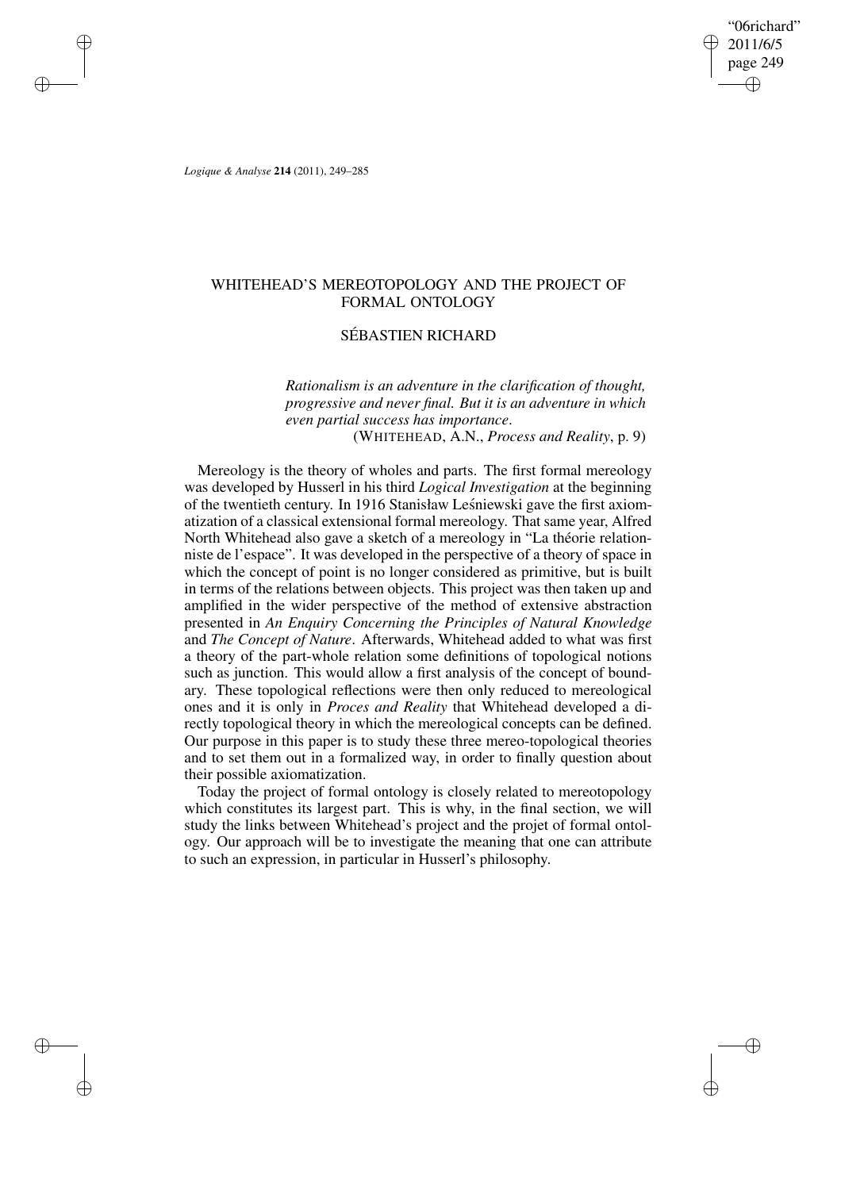# WHITEHEAD'S MEREOTOPOLOGY AND THE PROJECT OF FORMAL ONTOLOGY

## SÉBASTIEN RICHARD

> *Rationalism is an adventure in the clarification of thought, progressive and never final. But it is an adventure in which even partial success has importance.*
> (WHITEHEAD, A.N., *Process and Reality*, p. 9)

Mereology is the theory of wholes and parts. The first formal mereology was developed by Husserl in his third *Logical Investigation* at the beginning of the twentieth century. In 1916 Stanisław Leśniewski gave the first axiomatization of a classical extensional formal mereology. That same year, Alfred North Whitehead also gave a sketch of a mereology in "La théorie relationniste de l'espace". It was developed in the perspective of a theory of space in which the concept of point is no longer considered as primitive, but is built in terms of the relations between objects. This project was then taken up and amplified in the wider perspective of the method of extensive abstraction presented in *An Enquiry Concerning the Principles of Natural Knowledge* and *The Concept of Nature*. Afterwards, Whitehead added to what was first a theory of the part-whole relation some definitions of topological notions such as junction. This would allow a first analysis of the concept of boundary. These topological reflections were then only reduced to mereological ones and it is only in *Proces and Reality* that Whitehead developed a directly topological theory in which the mereological concepts can be defined. Our purpose in this paper is to study these three mereo-topological theories and to set them out in a formalized way, in order to finally question about their possible axiomatization.

Today the project of formal ontology is closely related to mereotopology which constitutes its largest part. This is why, in the final section, we will study the links between Whitehead's project and the projet of formal ontology. Our approach will be to investigate the meaning that one can attribute to such an expression, in particular in Husserl's philosophy.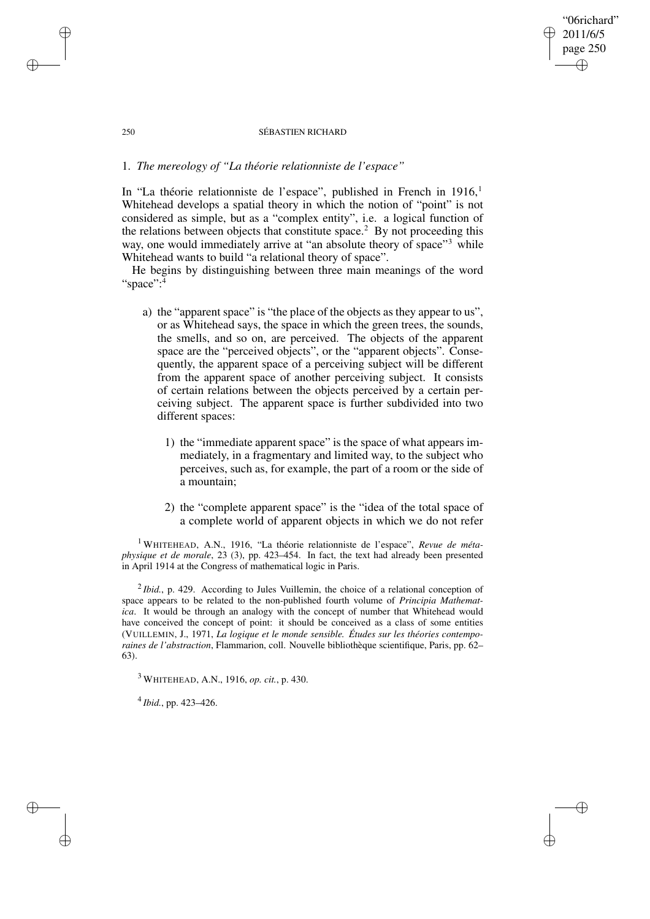## 1. *The mereology of "La théorie relationniste de l'espace"*

In "La théorie relationniste de l'espace", published in French in 1916,[1] Whitehead develops a spatial theory in which the notion of "point" is not considered as simple, but as a "complex entity", i.e. a logical function of the relations between objects that constitute space.[2] By not proceeding this way, one would immediately arrive at "an absolute theory of space"[3] while Whitehead wants to build "a relational theory of space".

He begins by distinguishing between three main meanings of the word "space":[4]

a) the "apparent space" is "the place of the objects as they appear to us", or as Whitehead says, the space in which the green trees, the sounds, the smells, and so on, are perceived. The objects of the apparent space are the "perceived objects", or the "apparent objects". Consequently, the apparent space of a perceiving subject will be different from the apparent space of another perceiving subject. It consists of certain relations between the objects perceived by a certain perceiving subject. The apparent space is further subdivided into two different spaces:

   1) the "immediate apparent space" is the space of what appears immediately, in a fragmentary and limited way, to the subject who perceives, such as, for example, the part of a room or the side of a mountain;

   2) the "complete apparent space" is the "idea of the total space of a complete world of apparent objects in which we do not refer

---

[1] WHITEHEAD, A.N., 1916, "La théorie relationniste de l'espace", *Revue de métaphysique et de morale*, 23 (3), pp. 423–454. In fact, the text had already been presented in April 1914 at the Congress of mathematical logic in Paris.

[2] *Ibid.*, p. 429. According to Jules Vuillemin, the choice of a relational conception of space appears to be related to the non-published fourth volume of *Principia Mathematica*. It would be through an analogy with the concept of number that Whitehead would have conceived the concept of point: it should be conceived as a class of some entities (VUILLEMIN, J., 1971, *La logique et le monde sensible. Études sur les théories contemporaines de l'abstraction*, Flammarion, coll. Nouvelle bibliothèque scientifique, Paris, pp. 62–63).

[3] WHITEHEAD, A.N., 1916, *op. cit.*, p. 430.

[4] *Ibid.*, pp. 423–426.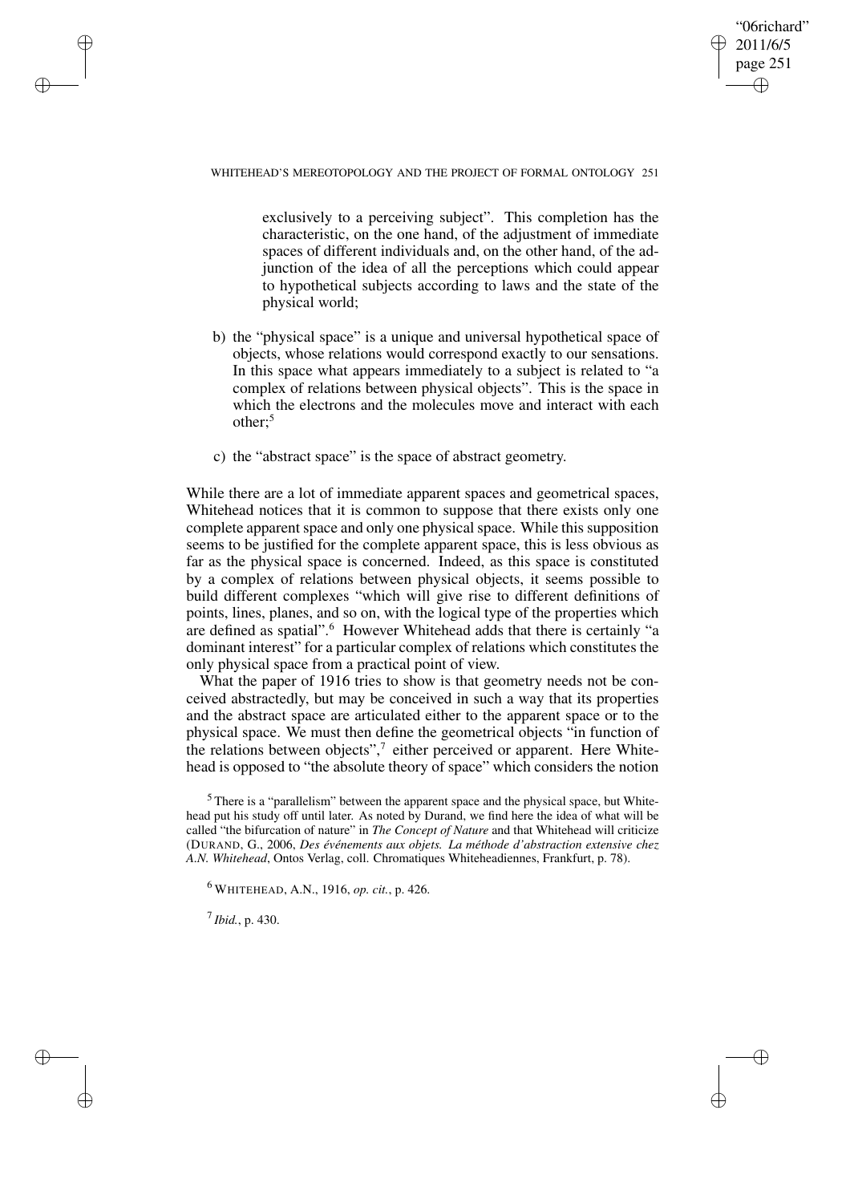exclusively to a perceiving subject". This completion has the characteristic, on the one hand, of the adjustment of immediate spaces of different individuals and, on the other hand, of the adjunction of the idea of all the perceptions which could appear to hypothetical subjects according to laws and the state of the physical world;

b) the "physical space" is a unique and universal hypothetical space of objects, whose relations would correspond exactly to our sensations. In this space what appears immediately to a subject is related to "a complex of relations between physical objects". This is the space in which the electrons and the molecules move and interact with each other;[5]

c) the "abstract space" is the space of abstract geometry.

While there are a lot of immediate apparent spaces and geometrical spaces, Whitehead notices that it is common to suppose that there exists only one complete apparent space and only one physical space. While this supposition seems to be justified for the complete apparent space, this is less obvious as far as the physical space is concerned. Indeed, as this space is constituted by a complex of relations between physical objects, it seems possible to build different complexes "which will give rise to different definitions of points, lines, planes, and so on, with the logical type of the properties which are defined as spatial".[6] However Whitehead adds that there is certainly "a dominant interest" for a particular complex of relations which constitutes the only physical space from a practical point of view.

What the paper of 1916 tries to show is that geometry needs not be conceived abstractedly, but may be conceived in such a way that its properties and the abstract space are articulated either to the apparent space or to the physical space. We must then define the geometrical objects "in function of the relations between objects",[7] either perceived or apparent. Here Whitehead is opposed to "the absolute theory of space" which considers the notion

[5] There is a "parallelism" between the apparent space and the physical space, but Whitehead put his study off until later. As noted by Durand, we find here the idea of what will be called "the bifurcation of nature" in *The Concept of Nature* and that Whitehead will criticize (DURAND, G., 2006, *Des événements aux objets. La méthode d'abstraction extensive chez A.N. Whitehead*, Ontos Verlag, coll. Chromatiques Whiteheadiennes, Frankfurt, p. 78).

[6] WHITEHEAD, A.N., 1916, *op. cit.*, p. 426.

[7] *Ibid.*, p. 430.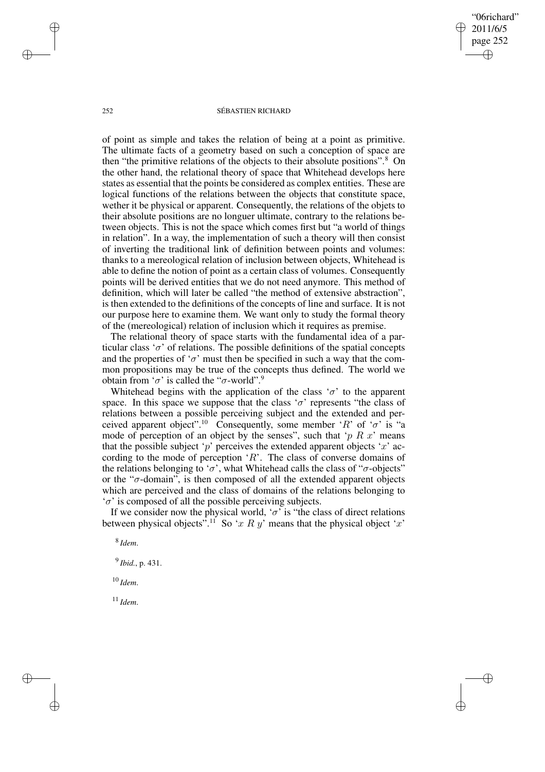of point as simple and takes the relation of being at a point as primitive. The ultimate facts of a geometry based on such a conception of space are then "the primitive relations of the objects to their absolute positions".[8] On the other hand, the relational theory of space that Whitehead develops here states as essential that the points be considered as complex entities. These are logical functions of the relations between the objects that constitute space, wether it be physical or apparent. Consequently, the relations of the objets to their absolute positions are no longuer ultimate, contrary to the relations between objects. This is not the space which comes first but "a world of things in relation". In a way, the implementation of such a theory will then consist of inverting the traditional link of definition between points and volumes: thanks to a mereological relation of inclusion between objects, Whitehead is able to define the notion of point as a certain class of volumes. Consequently points will be derived entities that we do not need anymore. This method of definition, which will later be called "the method of extensive abstraction", is then extended to the definitions of the concepts of line and surface. It is not our purpose here to examine them. We want only to study the formal theory of the (mereological) relation of inclusion which it requires as premise.

The relational theory of space starts with the fundamental idea of a particular class '$\sigma$' of relations. The possible definitions of the spatial concepts and the properties of '$\sigma$' must then be specified in such a way that the common propositions may be true of the concepts thus defined. The world we obtain from '$\sigma$' is called the "$\sigma$-world".[9]

Whitehead begins with the application of the class '$\sigma$' to the apparent space. In this space we suppose that the class '$\sigma$' represents "the class of relations between a possible perceiving subject and the extended and perceived apparent object".[10] Consequently, some member '$R$' of '$\sigma$' is "a mode of perception of an object by the senses", such that '$p\ R\ x$' means that the possible subject '$p$' perceives the extended apparent objects '$x$' according to the mode of perception '$R$'. The class of converse domains of the relations belonging to '$\sigma$', what Whitehead calls the class of "$\sigma$-objects" or the "$\sigma$-domain", is then composed of all the extended apparent objects which are perceived and the class of domains of the relations belonging to '$\sigma$' is composed of all the possible perceiving subjects.

If we consider now the physical world, '$\sigma$' is "the class of direct relations between physical objects".[11] So '$x\ R\ y$' means that the physical object '$x$'

[8] *Idem*.

[9] *Ibid.*, p. 431.

[10] *Idem*.

[11] *Idem*.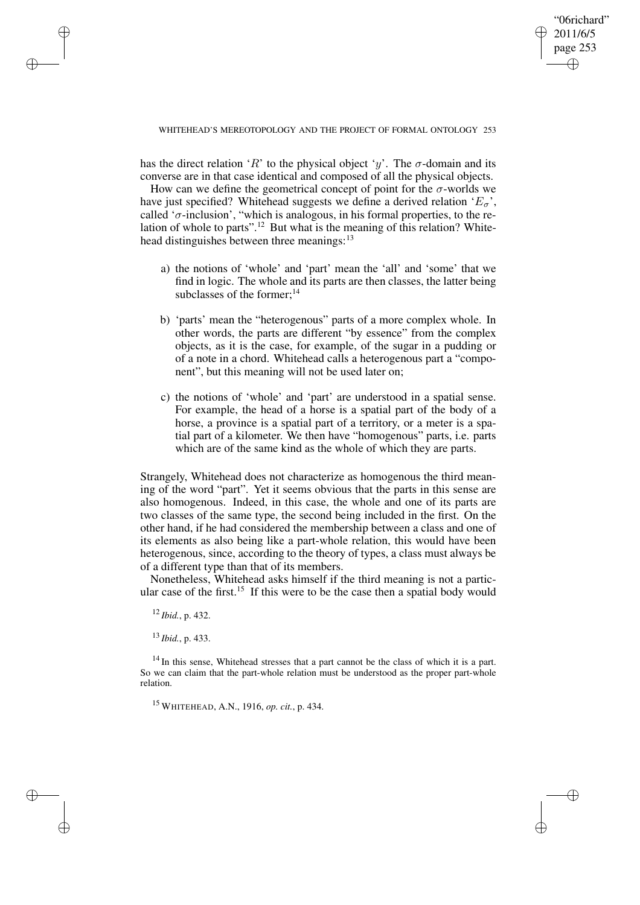has the direct relation '$R$' to the physical object '$y$'. The $\sigma$-domain and its converse are in that case identical and composed of all the physical objects.

How can we define the geometrical concept of point for the $\sigma$-worlds we have just specified? Whitehead suggests we define a derived relation '$E_\sigma$', called '$\sigma$-inclusion', "which is analogous, in his formal properties, to the relation of whole to parts".[12] But what is the meaning of this relation? Whitehead distinguishes between three meanings:[13]

a) the notions of 'whole' and 'part' mean the 'all' and 'some' that we find in logic. The whole and its parts are then classes, the latter being subclasses of the former;[14]

b) 'parts' mean the "heterogenous" parts of a more complex whole. In other words, the parts are different "by essence" from the complex objects, as it is the case, for example, of the sugar in a pudding or of a note in a chord. Whitehead calls a heterogenous part a "component", but this meaning will not be used later on;

c) the notions of 'whole' and 'part' are understood in a spatial sense. For example, the head of a horse is a spatial part of the body of a horse, a province is a spatial part of a territory, or a meter is a spatial part of a kilometer. We then have "homogenous" parts, i.e. parts which are of the same kind as the whole of which they are parts.

Strangely, Whitehead does not characterize as homogenous the third meaning of the word "part". Yet it seems obvious that the parts in this sense are also homogenous. Indeed, in this case, the whole and one of its parts are two classes of the same type, the second being included in the first. On the other hand, if he had considered the membership between a class and one of its elements as also being like a part-whole relation, this would have been heterogenous, since, according to the theory of types, a class must always be of a different type than that of its members.

Nonetheless, Whitehead asks himself if the third meaning is not a particular case of the first.[15] If this were to be the case then a spatial body would

[12] *Ibid.*, p. 432.

[13] *Ibid.*, p. 433.

[14] In this sense, Whitehead stresses that a part cannot be the class of which it is a part. So we can claim that the part-whole relation must be understood as the proper part-whole relation.

[15] WHITEHEAD, A.N., 1916, *op. cit.*, p. 434.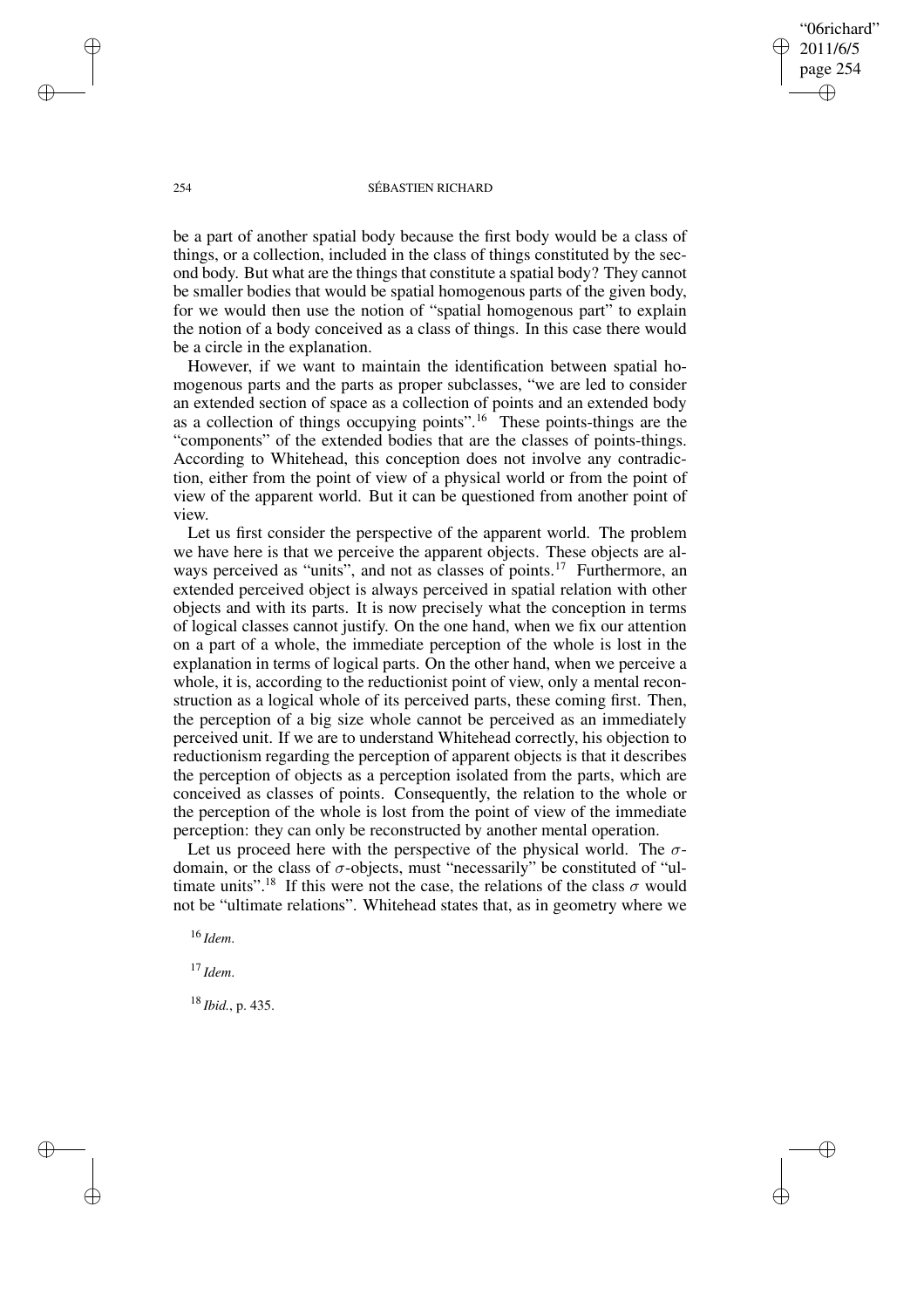be a part of another spatial body because the first body would be a class of things, or a collection, included in the class of things constituted by the second body. But what are the things that constitute a spatial body? They cannot be smaller bodies that would be spatial homogenous parts of the given body, for we would then use the notion of "spatial homogenous part" to explain the notion of a body conceived as a class of things. In this case there would be a circle in the explanation.

However, if we want to maintain the identification between spatial homogenous parts and the parts as proper subclasses, "we are led to consider an extended section of space as a collection of points and an extended body as a collection of things occupying points".[16] These points-things are the "components" of the extended bodies that are the classes of points-things. According to Whitehead, this conception does not involve any contradiction, either from the point of view of a physical world or from the point of view of the apparent world. But it can be questioned from another point of view.

Let us first consider the perspective of the apparent world. The problem we have here is that we perceive the apparent objects. These objects are always perceived as "units", and not as classes of points.[17] Furthermore, an extended perceived object is always perceived in spatial relation with other objects and with its parts. It is now precisely what the conception in terms of logical classes cannot justify. On the one hand, when we fix our attention on a part of a whole, the immediate perception of the whole is lost in the explanation in terms of logical parts. On the other hand, when we perceive a whole, it is, according to the reductionist point of view, only a mental reconstruction as a logical whole of its perceived parts, these coming first. Then, the perception of a big size whole cannot be perceived as an immediately perceived unit. If we are to understand Whitehead correctly, his objection to reductionism regarding the perception of apparent objects is that it describes the perception of objects as a perception isolated from the parts, which are conceived as classes of points. Consequently, the relation to the whole or the perception of the whole is lost from the point of view of the immediate perception: they can only be reconstructed by another mental operation.

Let us proceed here with the perspective of the physical world. The $\sigma$-domain, or the class of $\sigma$-objects, must "necessarily" be constituted of "ultimate units".[18] If this were not the case, the relations of the class $\sigma$ would not be "ultimate relations". Whitehead states that, as in geometry where we

[16] *Idem*.

[17] *Idem*.

[18] *Ibid.*, p. 435.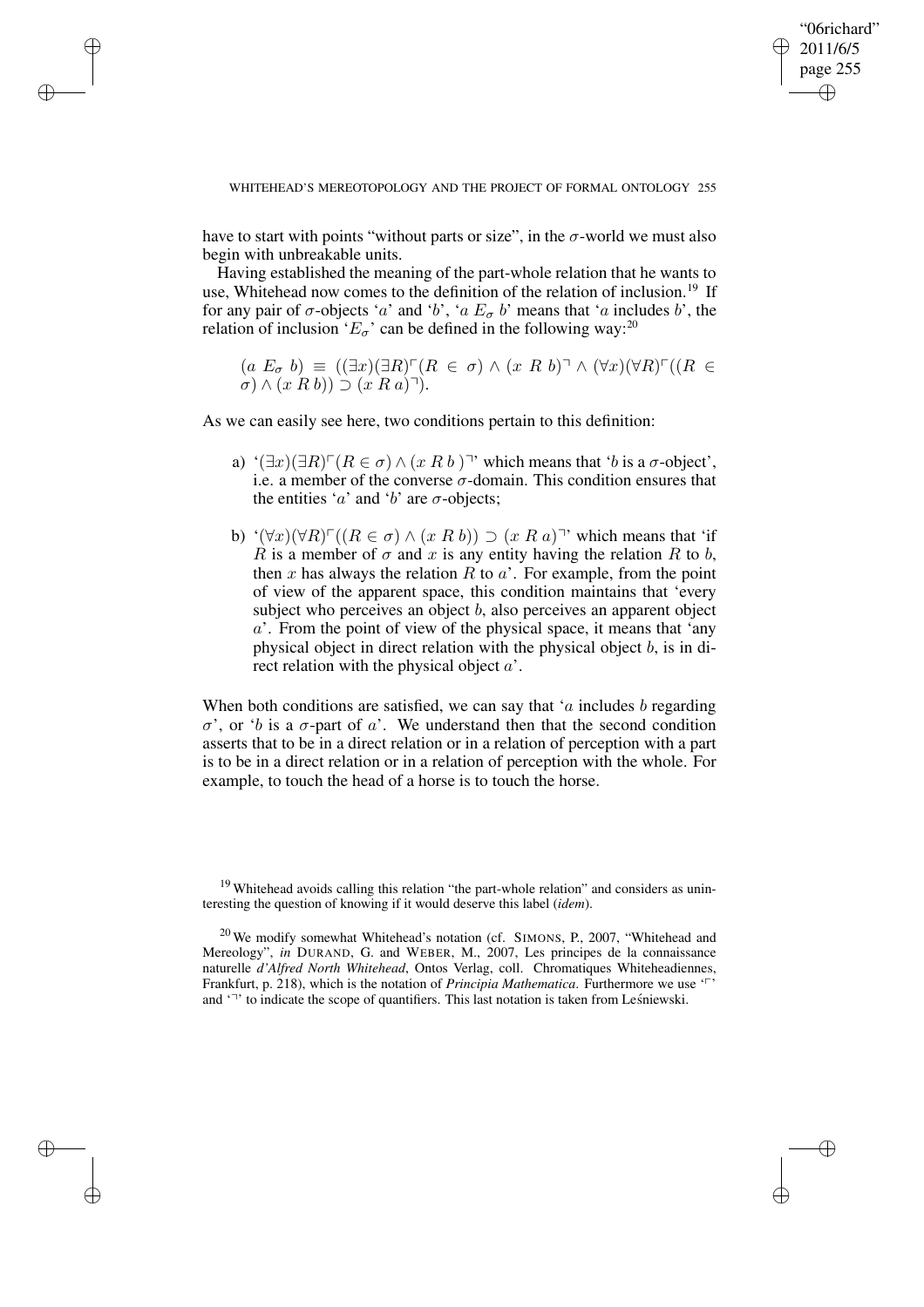have to start with points "without parts or size", in the $\sigma$-world we must also begin with unbreakable units.

Having established the meaning of the part-whole relation that he wants to use, Whitehead now comes to the definition of the relation of inclusion.[19] If for any pair of $\sigma$-objects '$a$' and '$b$', '$a\ E_\sigma\ b$' means that '$a$ includes $b$', the relation of inclusion '$E_\sigma$' can be defined in the following way:[20]

$$(a\ E_\sigma\ b) \equiv ((\exists x)(\exists R)^{\ulcorner}(R \in \sigma) \wedge (x\ R\ b)^{\urcorner} \wedge (\forall x)(\forall R)^{\ulcorner}((R \in \sigma) \wedge (x\ R\ b)) \supset (x\ R\ a)^{\urcorner}).$$

As we can easily see here, two conditions pertain to this definition:

a) '$(\exists x)(\exists R)^{\ulcorner}(R \in \sigma) \wedge (x\ R\ b\ )^{\urcorner}$' which means that '$b$ is a $\sigma$-object', i.e. a member of the converse $\sigma$-domain. This condition ensures that the entities '$a$' and '$b$' are $\sigma$-objects;

b) '$(\forall x)(\forall R)^{\ulcorner}((R \in \sigma) \wedge (x\ R\ b)) \supset (x\ R\ a)^{\urcorner}$' which means that 'if $R$ is a member of $\sigma$ and $x$ is any entity having the relation $R$ to $b$, then $x$ has always the relation $R$ to $a$'. For example, from the point of view of the apparent space, this condition maintains that 'every subject who perceives an object $b$, also perceives an apparent object $a$'. From the point of view of the physical space, it means that 'any physical object in direct relation with the physical object $b$, is in direct relation with the physical object $a$'.

When both conditions are satisfied, we can say that '$a$ includes $b$ regarding $\sigma$', or '$b$ is a $\sigma$-part of $a$'. We understand then that the second condition asserts that to be in a direct relation or in a relation of perception with a part is to be in a direct relation or in a relation of perception with the whole. For example, to touch the head of a horse is to touch the horse.

[19] Whitehead avoids calling this relation "the part-whole relation" and considers as uninteresting the question of knowing if it would deserve this label (*idem*).

[20] We modify somewhat Whitehead's notation (cf. SIMONS, P., 2007, "Whitehead and Mereology", *in* DURAND, G. and WEBER, M., 2007, Les principes de la connaissance naturelle *d'Alfred North Whitehead*, Ontos Verlag, coll. Chromatiques Whiteheadiennes, Frankfurt, p. 218), which is the notation of *Principia Mathematica*. Furthermore we use '$\ulcorner$' and '$\urcorner$' to indicate the scope of quantifiers. This last notation is taken from Leśniewski.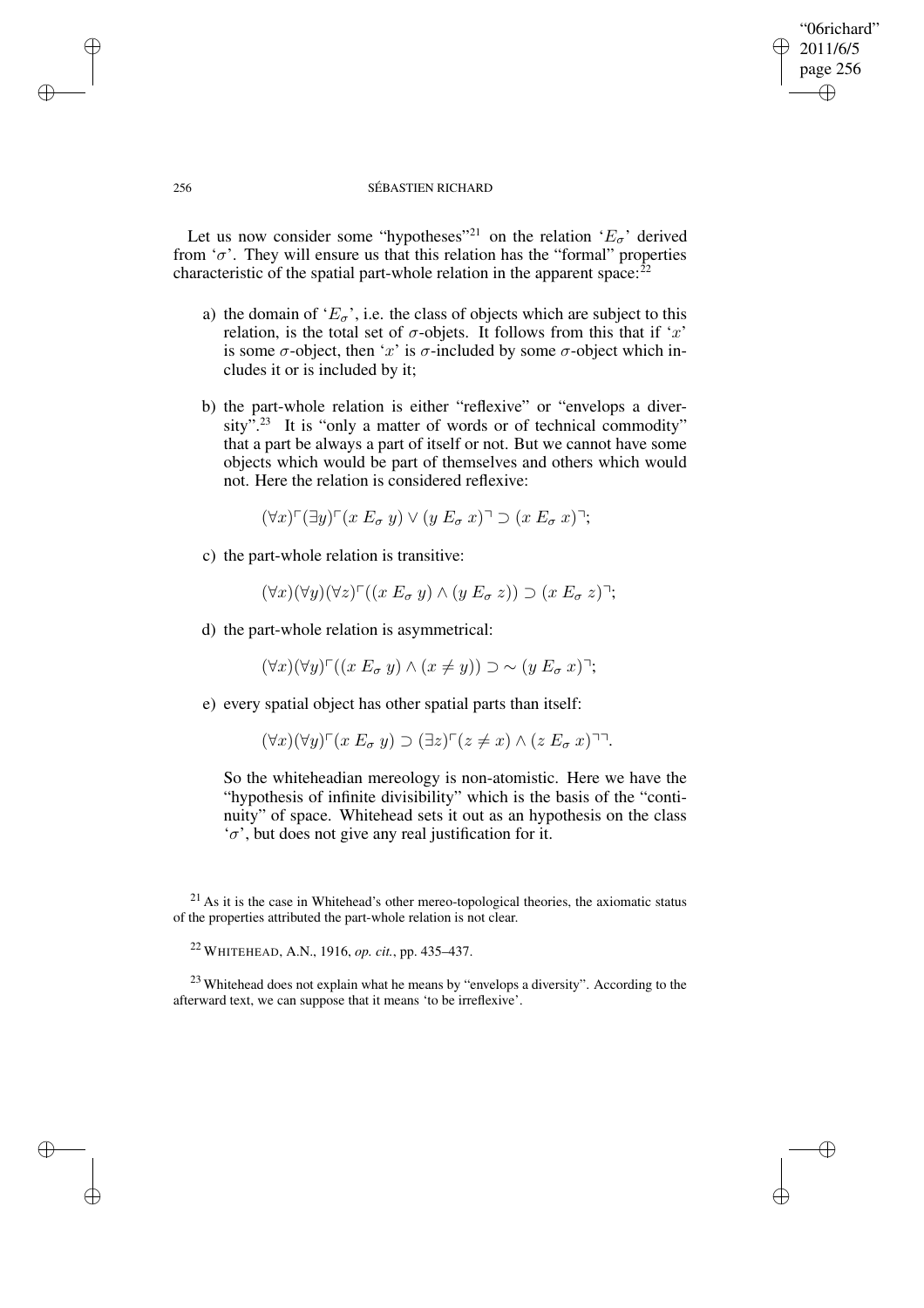Let us now consider some "hypotheses"[21] on the relation '$E_\sigma$' derived from '$\sigma$'. They will ensure us that this relation has the "formal" properties characteristic of the spatial part-whole relation in the apparent space:[22]

a) the domain of '$E_\sigma$', i.e. the class of objects which are subject to this relation, is the total set of $\sigma$-objets. It follows from this that if '$x$' is some $\sigma$-object, then '$x$' is $\sigma$-included by some $\sigma$-object which includes it or is included by it;

b) the part-whole relation is either "reflexive" or "envelops a diversity".[23] It is "only a matter of words or of technical commodity" that a part be always a part of itself or not. But we cannot have some objects which would be part of themselves and others which would not. Here the relation is considered reflexive:

$$(\forall x)^\ulcorner(\exists y)^\ulcorner(x\ E_\sigma\ y) \vee (y\ E_\sigma\ x)^\urcorner \supset (x\ E_\sigma\ x)^\urcorner;$$

c) the part-whole relation is transitive:

$$(\forall x)(\forall y)(\forall z)^\ulcorner((x\ E_\sigma\ y) \wedge (y\ E_\sigma\ z)) \supset (x\ E_\sigma\ z)^\urcorner;$$

d) the part-whole relation is asymmetrical:

$$(\forall x)(\forall y)^\ulcorner((x\ E_\sigma\ y) \wedge (x \neq y)) \supset \sim (y\ E_\sigma\ x)^\urcorner;$$

e) every spatial object has other spatial parts than itself:

$$(\forall x)(\forall y)^\ulcorner(x\ E_\sigma\ y) \supset (\exists z)^\ulcorner(z \neq x) \wedge (z\ E_\sigma\ x)^{\urcorner\urcorner}.$$

So the whiteheadian mereology is non-atomistic. Here we have the "hypothesis of infinite divisibility" which is the basis of the "continuity" of space. Whitehead sets it out as an hypothesis on the class '$\sigma$', but does not give any real justification for it.

---

[21] As it is the case in Whitehead's other mereo-topological theories, the axiomatic status of the properties attributed the part-whole relation is not clear.

[22] WHITEHEAD, A.N., 1916, *op. cit.*, pp. 435–437.

[23] Whitehead does not explain what he means by "envelops a diversity". According to the afterward text, we can suppose that it means 'to be irreflexive'.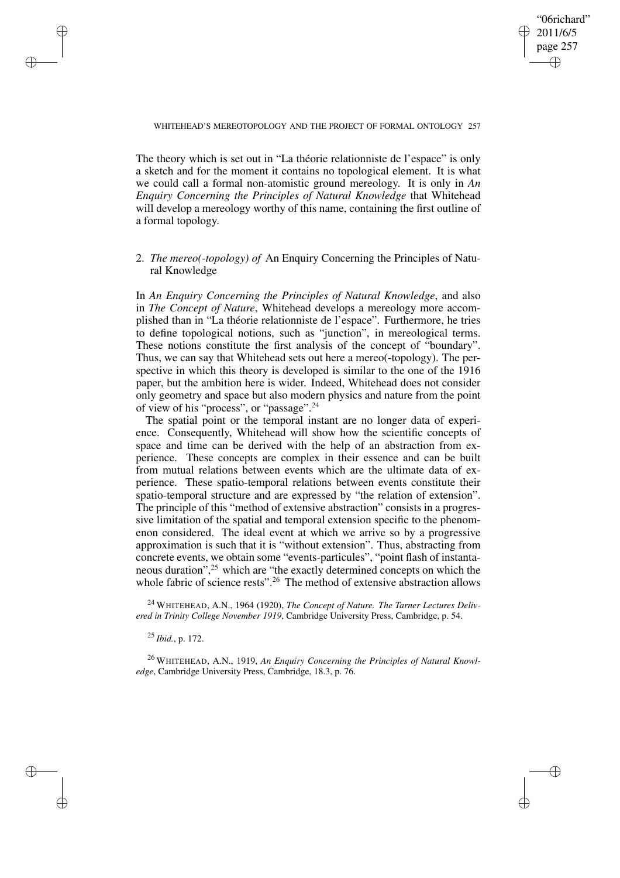The theory which is set out in "La théorie relationniste de l'espace" is only a sketch and for the moment it contains no topological element. It is what we could call a formal non-atomistic ground mereology. It is only in *An Enquiry Concerning the Principles of Natural Knowledge* that Whitehead will develop a mereology worthy of this name, containing the first outline of a formal topology.

## 2. *The mereo(-topology) of* An Enquiry Concerning the Principles of Natural Knowledge

In *An Enquiry Concerning the Principles of Natural Knowledge*, and also in *The Concept of Nature*, Whitehead develops a mereology more accomplished than in "La théorie relationniste de l'espace". Furthermore, he tries to define topological notions, such as "junction", in mereological terms. These notions constitute the first analysis of the concept of "boundary". Thus, we can say that Whitehead sets out here a mereo(-topology). The perspective in which this theory is developed is similar to the one of the 1916 paper, but the ambition here is wider. Indeed, Whitehead does not consider only geometry and space but also modern physics and nature from the point of view of his "process", or "passage".[24]

The spatial point or the temporal instant are no longer data of experience. Consequently, Whitehead will show how the scientific concepts of space and time can be derived with the help of an abstraction from experience. These concepts are complex in their essence and can be built from mutual relations between events which are the ultimate data of experience. These spatio-temporal relations between events constitute their spatio-temporal structure and are expressed by "the relation of extension". The principle of this "method of extensive abstraction" consists in a progressive limitation of the spatial and temporal extension specific to the phenomenon considered. The ideal event at which we arrive so by a progressive approximation is such that it is "without extension". Thus, abstracting from concrete events, we obtain some "events-particules", "point flash of instantaneous duration",[25] which are "the exactly determined concepts on which the whole fabric of science rests".[26] The method of extensive abstraction allows

[24] WHITEHEAD, A.N., 1964 (1920), *The Concept of Nature. The Tarner Lectures Delivered in Trinity College November 1919*, Cambridge University Press, Cambridge, p. 54.

[25] *Ibid.*, p. 172.

[26] WHITEHEAD, A.N., 1919, *An Enquiry Concerning the Principles of Natural Knowledge*, Cambridge University Press, Cambridge, 18.3, p. 76.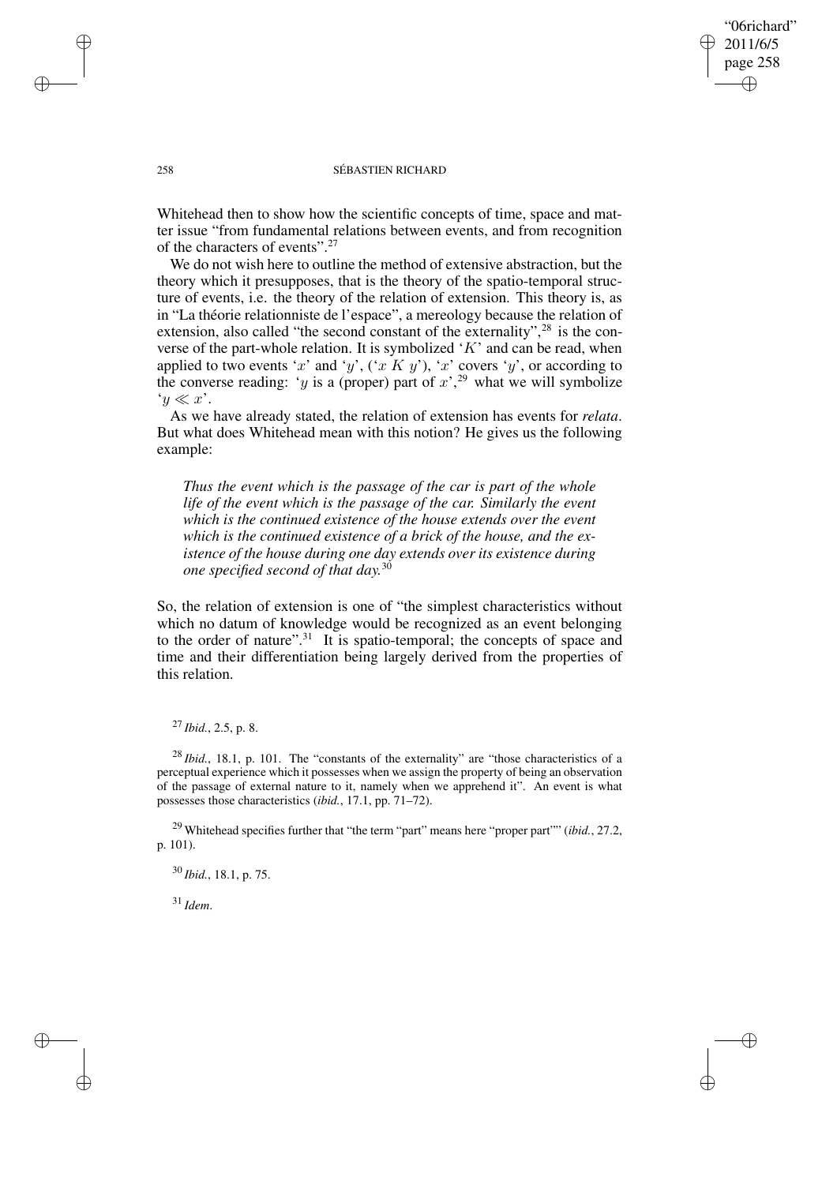Whitehead then to show how the scientific concepts of time, space and matter issue "from fundamental relations between events, and from recognition of the characters of events".[27]

We do not wish here to outline the method of extensive abstraction, but the theory which it presupposes, that is the theory of the spatio-temporal structure of events, i.e. the theory of the relation of extension. This theory is, as in "La théorie relationniste de l'espace", a mereology because the relation of extension, also called "the second constant of the externality",[28] is the converse of the part-whole relation. It is symbolized '$K$' and can be read, when applied to two events '$x$' and '$y$', ('$x\ K\ y$'), '$x$' covers '$y$', or according to the converse reading: '$y$ is a (proper) part of $x$',[29] what we will symbolize '$y \ll x$'.

As we have already stated, the relation of extension has events for *relata*. But what does Whitehead mean with this notion? He gives us the following example:

> *Thus the event which is the passage of the car is part of the whole life of the event which is the passage of the car. Similarly the event which is the continued existence of the house extends over the event which is the continued existence of a brick of the house, and the existence of the house during one day extends over its existence during one specified second of that day.*[30]

So, the relation of extension is one of "the simplest characteristics without which no datum of knowledge would be recognized as an event belonging to the order of nature".[31] It is spatio-temporal; the concepts of space and time and their differentiation being largely derived from the properties of this relation.

[27] *Ibid.*, 2.5, p. 8.

[28] *Ibid.*, 18.1, p. 101. The "constants of the externality" are "those characteristics of a perceptual experience which it possesses when we assign the property of being an observation of the passage of external nature to it, namely when we apprehend it". An event is what possesses those characteristics (*ibid.*, 17.1, pp. 71–72).

[29] Whitehead specifies further that "the term "part" means here "proper part"" (*ibid.*, 27.2, p. 101).

[30] *Ibid.*, 18.1, p. 75.

[31] *Idem*.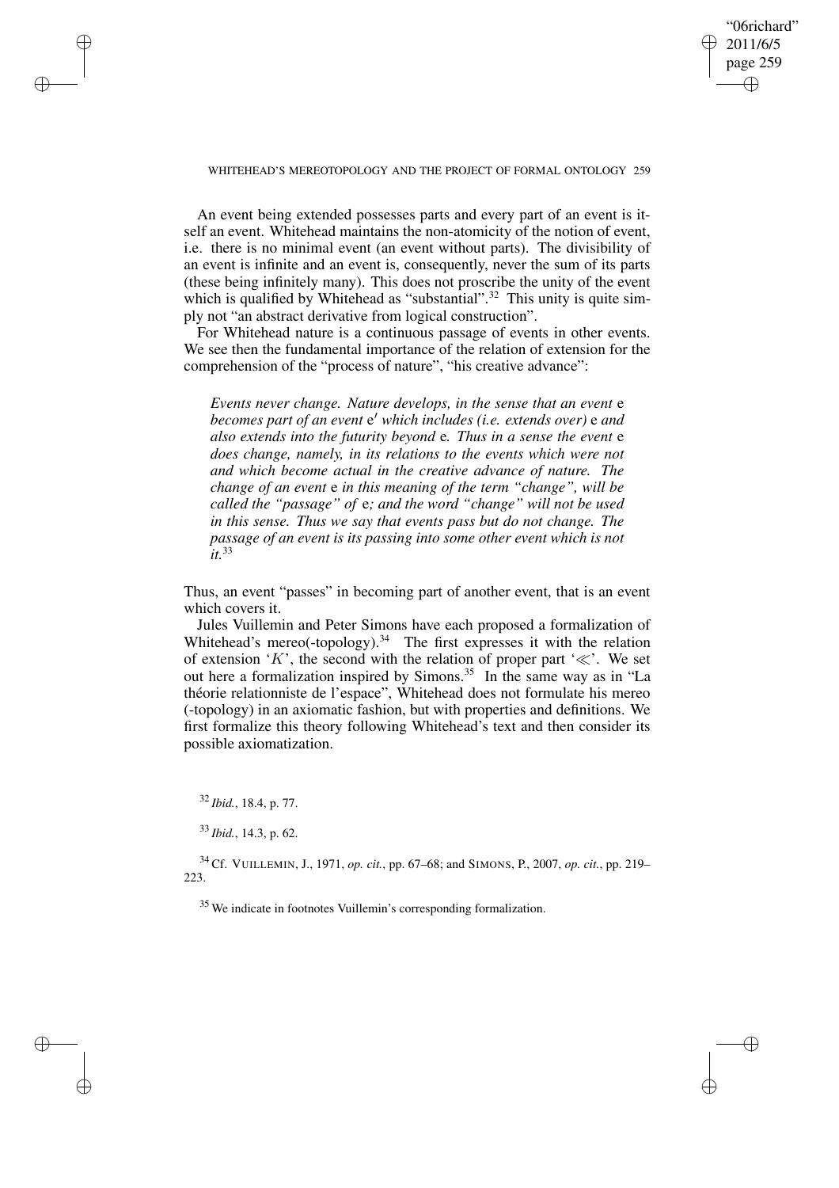An event being extended possesses parts and every part of an event is itself an event. Whitehead maintains the non-atomicity of the notion of event, i.e. there is no minimal event (an event without parts). The divisibility of an event is infinite and an event is, consequently, never the sum of its parts (these being infinitely many). This does not proscribe the unity of the event which is qualified by Whitehead as "substantial".[32] This unity is quite simply not "an abstract derivative from logical construction".

For Whitehead nature is a continuous passage of events in other events. We see then the fundamental importance of the relation of extension for the comprehension of the "process of nature", "his creative advance":

> *Events never change. Nature develops, in the sense that an event* e *becomes part of an event* e′ *which includes (i.e. extends over)* e *and also extends into the futurity beyond* e*. Thus in a sense the event* e *does change, namely, in its relations to the events which were not and which become actual in the creative advance of nature. The change of an event* e *in this meaning of the term "change", will be called the "passage" of* e*; and the word "change" will not be used in this sense. Thus we say that events pass but do not change. The passage of an event is its passing into some other event which is not it.*[33]

Thus, an event "passes" in becoming part of another event, that is an event which covers it.

Jules Vuillemin and Peter Simons have each proposed a formalization of Whitehead's mereo(-topology).[34] The first expresses it with the relation of extension '$K$', the second with the relation of proper part '$\ll$'. We set out here a formalization inspired by Simons.[35] In the same way as in "La théorie relationniste de l'espace", Whitehead does not formulate his mereo (-topology) in an axiomatic fashion, but with properties and definitions. We first formalize this theory following Whitehead's text and then consider its possible axiomatization.

[32] *Ibid.*, 18.4, p. 77.

[33] *Ibid.*, 14.3, p. 62.

[34] Cf. VUILLEMIN, J., 1971, *op. cit.*, pp. 67–68; and SIMONS, P., 2007, *op. cit.*, pp. 219–223.

[35] We indicate in footnotes Vuillemin's corresponding formalization.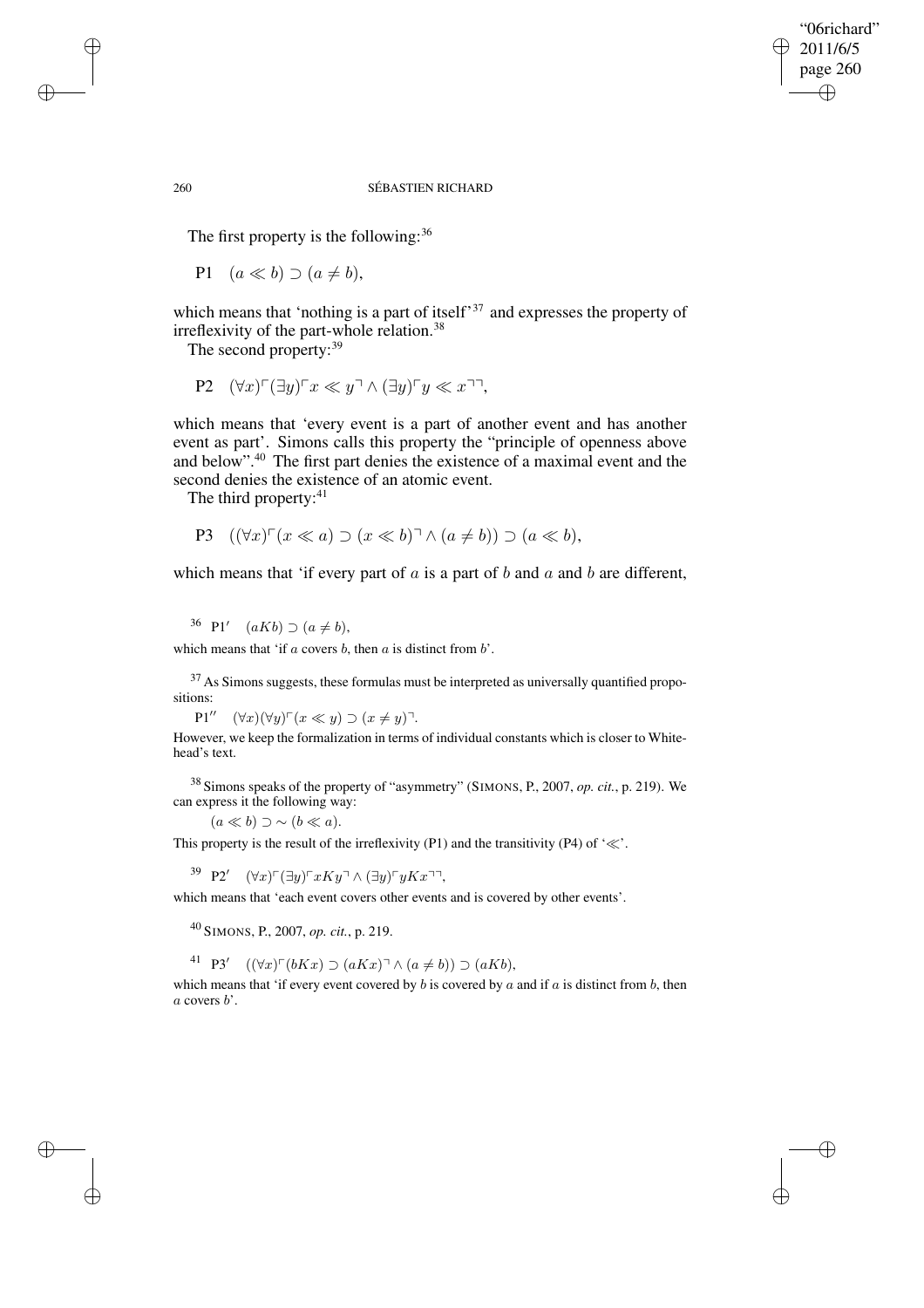The first property is the following:[36]

P1 $\quad (a \ll b) \supset (a \neq b)$,

which means that 'nothing is a part of itself'[37] and expresses the property of irreflexivity of the part-whole relation.[38]

The second property:[39]

P2 $\quad (\forall x)\ulcorner(\exists y)\ulcorner x \ll y\urcorner \wedge (\exists y)\ulcorner y \ll x\urcorner\urcorner$,

which means that 'every event is a part of another event and has another event as part'. Simons calls this property the "principle of openness above and below".[40] The first part denies the existence of a maximal event and the second denies the existence of an atomic event.

The third property:[41]

P3 $\quad ((\forall x)\ulcorner(x \ll a) \supset (x \ll b)\urcorner \wedge (a \neq b)) \supset (a \ll b)$,

which means that 'if every part of $a$ is a part of $b$ and $a$ and $b$ are different,

---

[36] P1′ $\quad (aKb) \supset (a \neq b)$,

which means that 'if $a$ covers $b$, then $a$ is distinct from $b$'.

[37] As Simons suggests, these formulas must be interpreted as universally quantified propositions:

P1′′ $\quad (\forall x)(\forall y)\ulcorner(x \ll y) \supset (x \neq y)\urcorner$.

However, we keep the formalization in terms of individual constants which is closer to Whitehead's text.

[38] Simons speaks of the property of "asymmetry" (SIMONS, P., 2007, *op. cit.*, p. 219). We can express it the following way:

$(a \ll b) \supset \sim (b \ll a)$.

This property is the result of the irreflexivity (P1) and the transitivity (P4) of '$\ll$'.

[39] P2′ $\quad (\forall x)\ulcorner(\exists y)\ulcorner xKy\urcorner \wedge (\exists y)\ulcorner yKx\urcorner\urcorner$,

which means that 'each event covers other events and is covered by other events'.

[40] SIMONS, P., 2007, *op. cit.*, p. 219.

[41] P3′ $\quad ((\forall x)\ulcorner(bKx) \supset (aKx)\urcorner \wedge (a \neq b)) \supset (aKb)$,

which means that 'if every event covered by $b$ is covered by $a$ and if $a$ is distinct from $b$, then $a$ covers $b$'.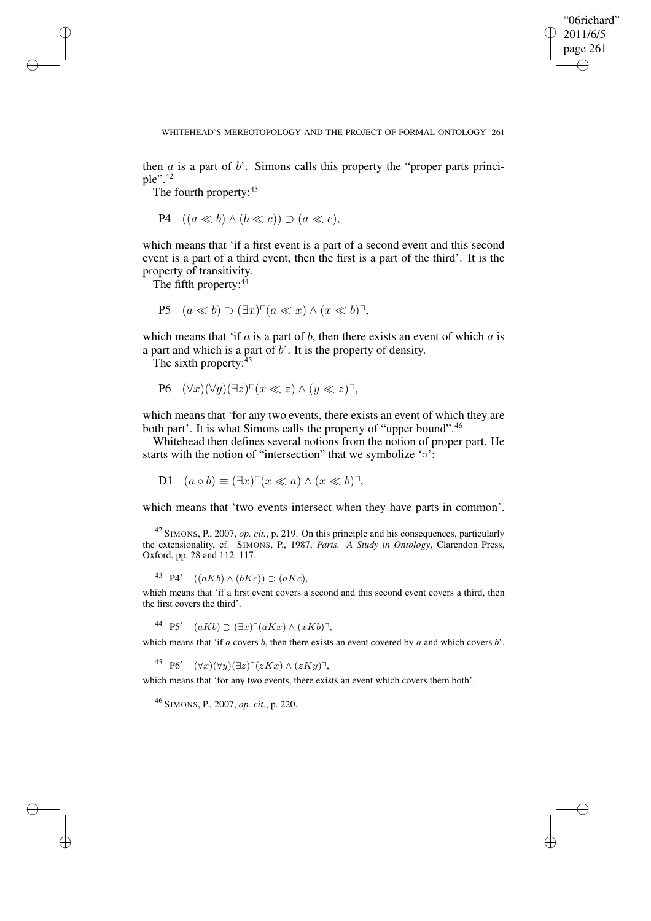then $a$ is a part of $b$'. Simons calls this property the "proper parts principle".[42]

The fourth property:[43]

$$\text{P4} \quad ((a \ll b) \wedge (b \ll c)) \supset (a \ll c),$$

which means that 'if a first event is a part of a second event and this second event is a part of a third event, then the first is a part of the third'. It is the property of transitivity.

The fifth property:[44]

$$\text{P5} \quad (a \ll b) \supset (\exists x)\ulcorner(a \ll x) \wedge (x \ll b)\urcorner,$$

which means that 'if $a$ is a part of $b$, then there exists an event of which $a$ is a part and which is a part of $b$'. It is the property of density.

The sixth property:[45]

$$\text{P6} \quad (\forall x)(\forall y)(\exists z)\ulcorner(x \ll z) \wedge (y \ll z)\urcorner,$$

which means that 'for any two events, there exists an event of which they are both part'. It is what Simons calls the property of "upper bound".[46]

Whitehead then defines several notions from the notion of proper part. He starts with the notion of "intersection" that we symbolize '$\circ$':

$$\text{D1} \quad (a \circ b) \equiv (\exists x)\ulcorner(x \ll a) \wedge (x \ll b)\urcorner,$$

which means that 'two events intersect when they have parts in common'.

---

[42] SIMONS, P., 2007, *op. cit.*, p. 219. On this principle and his consequences, particularly the extensionality, cf. SIMONS, P., 1987, *Parts. A Study in Ontology*, Clarendon Press, Oxford, pp. 28 and 112–117.

[43] $\text{P4}' \quad ((aKb) \wedge (bKc)) \supset (aKc),$

which means that 'if a first event covers a second and this second event covers a third, then the first covers the third'.

[44] $\text{P5}' \quad (aKb) \supset (\exists x)\ulcorner(aKx) \wedge (xKb)\urcorner,$

which means that 'if $a$ covers $b$, then there exists an event covered by $a$ and which covers $b$'.

[45] $\text{P6}' \quad (\forall x)(\forall y)(\exists z)\ulcorner(zKx) \wedge (zKy)\urcorner,$

which means that 'for any two events, there exists an event which covers them both'.

[46] SIMONS, P., 2007, *op. cit.*, p. 220.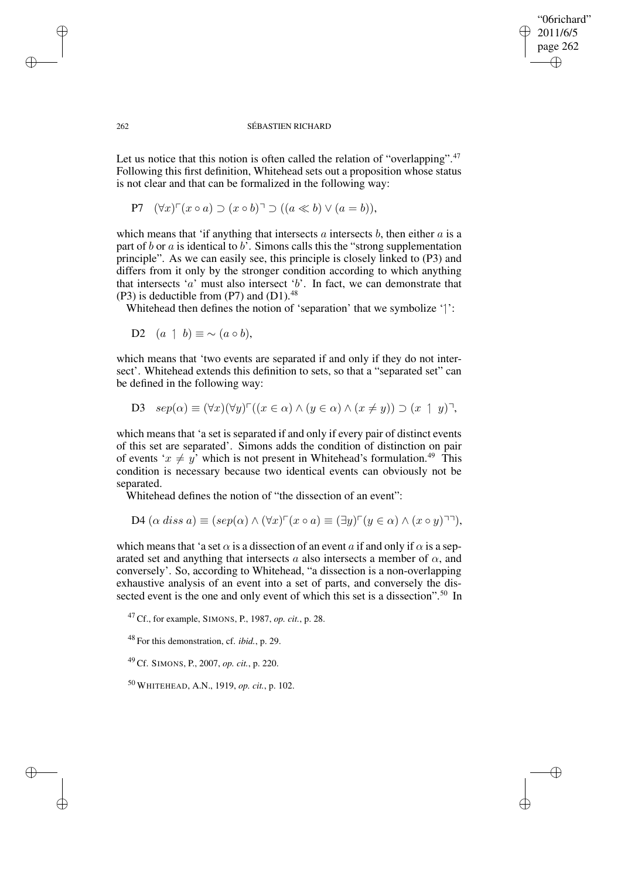Let us notice that this notion is often called the relation of "overlapping".[47] Following this first definition, Whitehead sets out a proposition whose status is not clear and that can be formalized in the following way:

$$\text{P7} \quad (\forall x)^{\ulcorner}(x \circ a) \supset (x \circ b)^{\urcorner} \supset ((a \ll b) \vee (a = b)),$$

which means that 'if anything that intersects $a$ intersects $b$, then either $a$ is a part of $b$ or $a$ is identical to $b$'. Simons calls this the "strong supplementation principle". As we can easily see, this principle is closely linked to (P3) and differs from it only by the stronger condition according to which anything that intersects '$a$' must also intersect '$b$'. In fact, we can demonstrate that (P3) is deductible from (P7) and (D1).[48]

Whitehead then defines the notion of 'separation' that we symbolize '$\upharpoonleft$':

$$\text{D2} \quad (a \upharpoonleft b) \equiv \sim (a \circ b),$$

which means that 'two events are separated if and only if they do not intersect'. Whitehead extends this definition to sets, so that a "separated set" can be defined in the following way:

$$\text{D3} \quad sep(\alpha) \equiv (\forall x)(\forall y)^{\ulcorner}((x \in \alpha) \wedge (y \in \alpha) \wedge (x \neq y)) \supset (x \upharpoonleft y)^{\urcorner},$$

which means that 'a set is separated if and only if every pair of distinct events of this set are separated'. Simons adds the condition of distinction on pair of events '$x \neq y$' which is not present in Whitehead's formulation.[49] This condition is necessary because two identical events can obviously not be separated.

Whitehead defines the notion of "the dissection of an event":

$$\text{D4} \ (\alpha \ diss \ a) \equiv (sep(\alpha) \wedge (\forall x)^{\ulcorner}(x \circ a) \equiv (\exists y)^{\ulcorner}(y \in \alpha) \wedge (x \circ y)^{\urcorner\urcorner}),$$

which means that 'a set $\alpha$ is a dissection of an event $a$ if and only if $\alpha$ is a separated set and anything that intersects $a$ also intersects a member of $\alpha$, and conversely'. So, according to Whitehead, "a dissection is a non-overlapping exhaustive analysis of an event into a set of parts, and conversely the dissected event is the one and only event of which this set is a dissection".[50] In

[47] Cf., for example, SIMONS, P., 1987, *op. cit.*, p. 28.

[48] For this demonstration, cf. *ibid.*, p. 29.

[49] Cf. SIMONS, P., 2007, *op. cit.*, p. 220.

[50] WHITEHEAD, A.N., 1919, *op. cit.*, p. 102.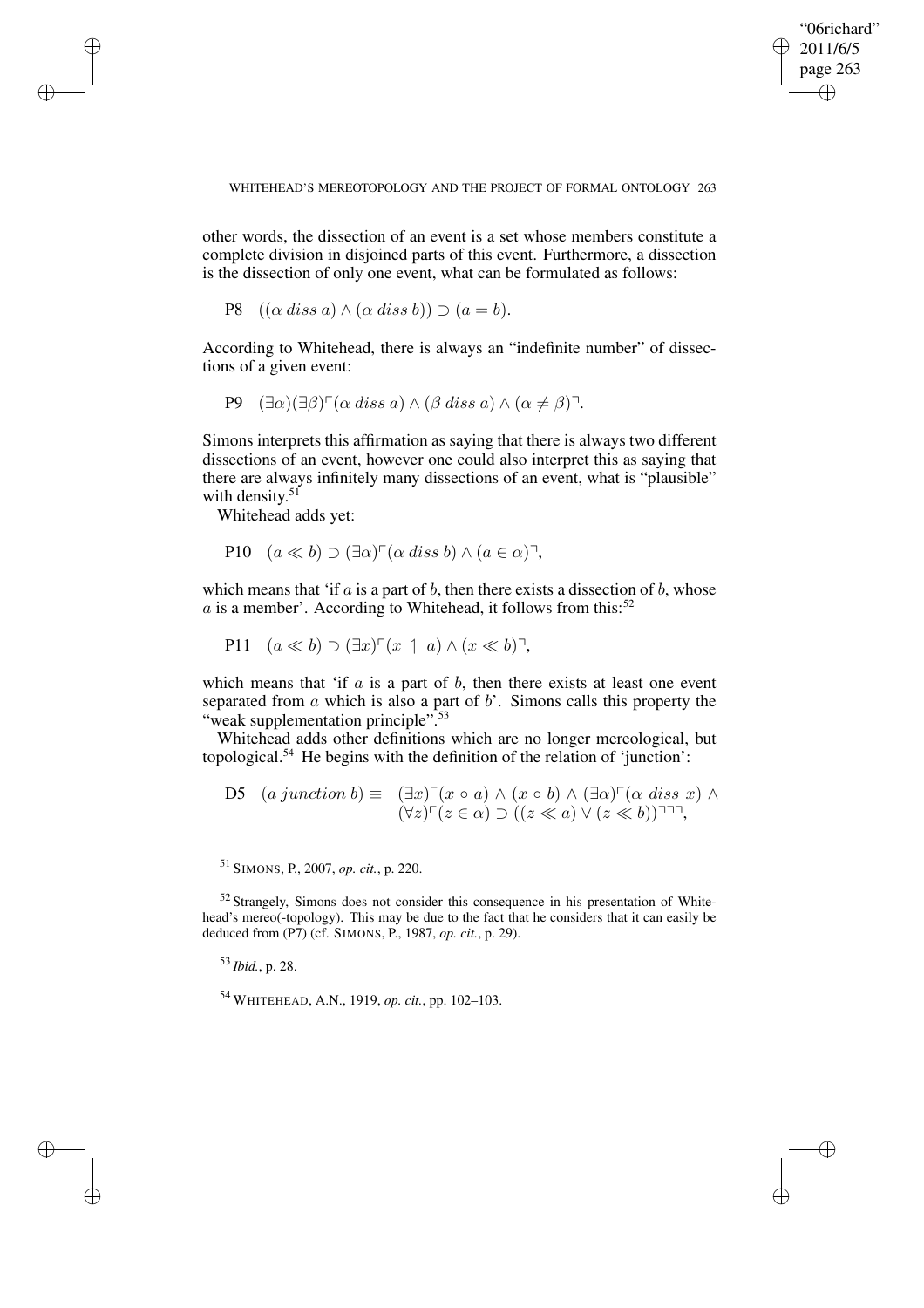other words, the dissection of an event is a set whose members constitute a complete division in disjoined parts of this event. Furthermore, a dissection is the dissection of only one event, what can be formulated as follows:

$$\text{P8} \quad ((\alpha \; diss \; a) \wedge (\alpha \; diss \; b)) \supset (a = b).$$

According to Whitehead, there is always an "indefinite number" of dissections of a given event:

$$\text{P9} \quad (\exists \alpha)(\exists \beta)\ulcorner(\alpha \; diss \; a) \wedge (\beta \; diss \; a) \wedge (\alpha \neq \beta)\urcorner.$$

Simons interprets this affirmation as saying that there is always two different dissections of an event, however one could also interpret this as saying that there are always infinitely many dissections of an event, what is "plausible" with density.[51]

Whitehead adds yet:

$$\text{P10} \quad (a \ll b) \supset (\exists \alpha)\ulcorner(\alpha \; diss \; b) \wedge (a \in \alpha)\urcorner,$$

which means that 'if $a$ is a part of $b$, then there exists a dissection of $b$, whose $a$ is a member'. According to Whitehead, it follows from this:[52]

$$\text{P11} \quad (a \ll b) \supset (\exists x)\ulcorner(x \upharpoonright a) \wedge (x \ll b)\urcorner,$$

which means that 'if $a$ is a part of $b$, then there exists at least one event separated from $a$ which is also a part of $b$'. Simons calls this property the "weak supplementation principle".[53]

Whitehead adds other definitions which are no longer mereological, but topological.[54] He begins with the definition of the relation of 'junction':

$$\text{D5} \quad (a \; junction \; b) \equiv \quad (\exists x)\ulcorner(x \circ a) \wedge (x \circ b) \wedge (\exists \alpha)\ulcorner(\alpha \; diss \; x) \wedge (\forall z)\ulcorner(z \in \alpha) \supset ((z \ll a) \vee (z \ll b))\urcorner\urcorner\urcorner,$$

[51] SIMONS, P., 2007, *op. cit.*, p. 220.

[52] Strangely, Simons does not consider this consequence in his presentation of Whitehead's mereo(-topology). This may be due to the fact that he considers that it can easily be deduced from (P7) (cf. SIMONS, P., 1987, *op. cit.*, p. 29).

[53] *Ibid.*, p. 28.

[54] WHITEHEAD, A.N., 1919, *op. cit.*, pp. 102–103.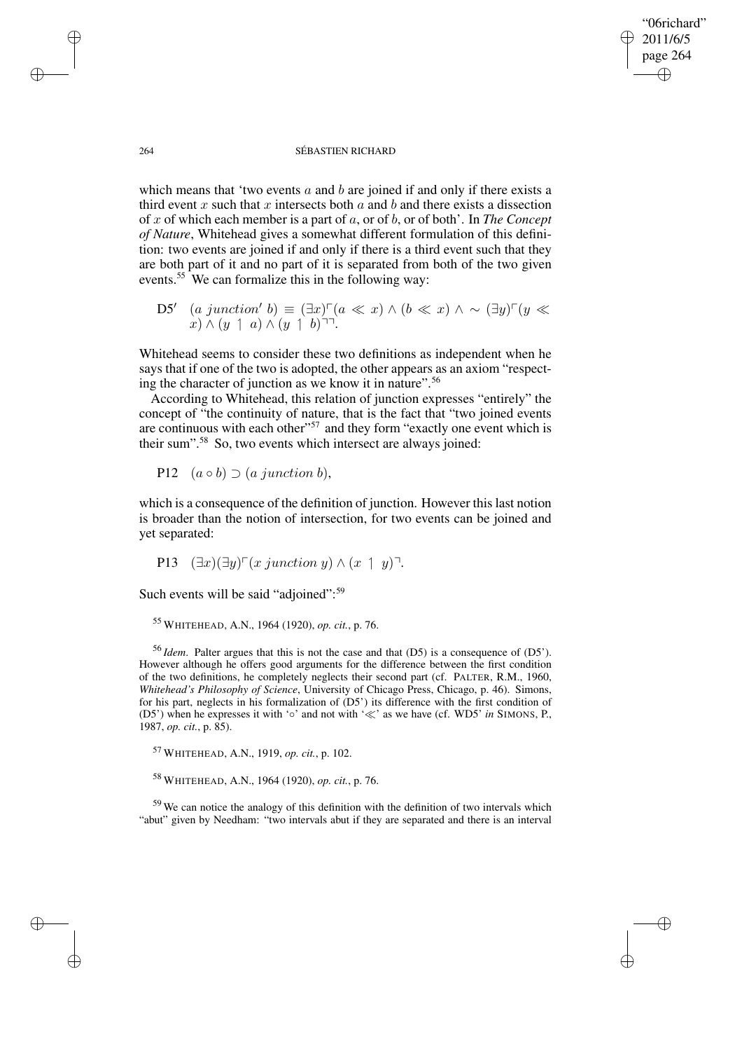which means that 'two events $a$ and $b$ are joined if and only if there exists a third event $x$ such that $x$ intersects both $a$ and $b$ and there exists a dissection of $x$ of which each member is a part of $a$, or of $b$, or of both'. In *The Concept of Nature*, Whitehead gives a somewhat different formulation of this definition: two events are joined if and only if there is a third event such that they are both part of it and no part of it is separated from both of the two given events.[55] We can formalize this in the following way:

$$\text{D5}' \quad (a\ junction'\ b) \equiv (\exists x)^{\ulcorner}(a \ll x) \wedge (b \ll x) \wedge \sim (\exists y)^{\ulcorner}(y \ll x) \wedge (y \upharpoonleft a) \wedge (y \upharpoonleft b)^{\urcorner\urcorner}.$$

Whitehead seems to consider these two definitions as independent when he says that if one of the two is adopted, the other appears as an axiom "respecting the character of junction as we know it in nature".[56]

According to Whitehead, this relation of junction expresses "entirely" the concept of "the continuity of nature, that is the fact that "two joined events are continuous with each other"[57] and they form "exactly one event which is their sum".[58] So, two events which intersect are always joined:

$$\text{P12} \quad (a \circ b) \supset (a\ junction\ b),$$

which is a consequence of the definition of junction. However this last notion is broader than the notion of intersection, for two events can be joined and yet separated:

$$\text{P13} \quad (\exists x)(\exists y)^{\ulcorner}(x\ junction\ y) \wedge (x \upharpoonleft y)^{\urcorner}.$$

Such events will be said "adjoined":[59]

[55] WHITEHEAD, A.N., 1964 (1920), *op. cit.*, p. 76.

[56] *Idem*. Palter argues that this is not the case and that (D5) is a consequence of (D5'). However although he offers good arguments for the difference between the first condition of the two definitions, he completely neglects their second part (cf. PALTER, R.M., 1960, *Whitehead's Philosophy of Science*, University of Chicago Press, Chicago, p. 46). Simons, for his part, neglects in his formalization of (D5') its difference with the first condition of (D5') when he expresses it with '$\circ$' and not with '$\ll$' as we have (cf. WD5' *in* SIMONS, P., 1987, *op. cit.*, p. 85).

[57] WHITEHEAD, A.N., 1919, *op. cit.*, p. 102.

[58] WHITEHEAD, A.N., 1964 (1920), *op. cit.*, p. 76.

[59] We can notice the analogy of this definition with the definition of two intervals which "abut" given by Needham: "two intervals abut if they are separated and there is an interval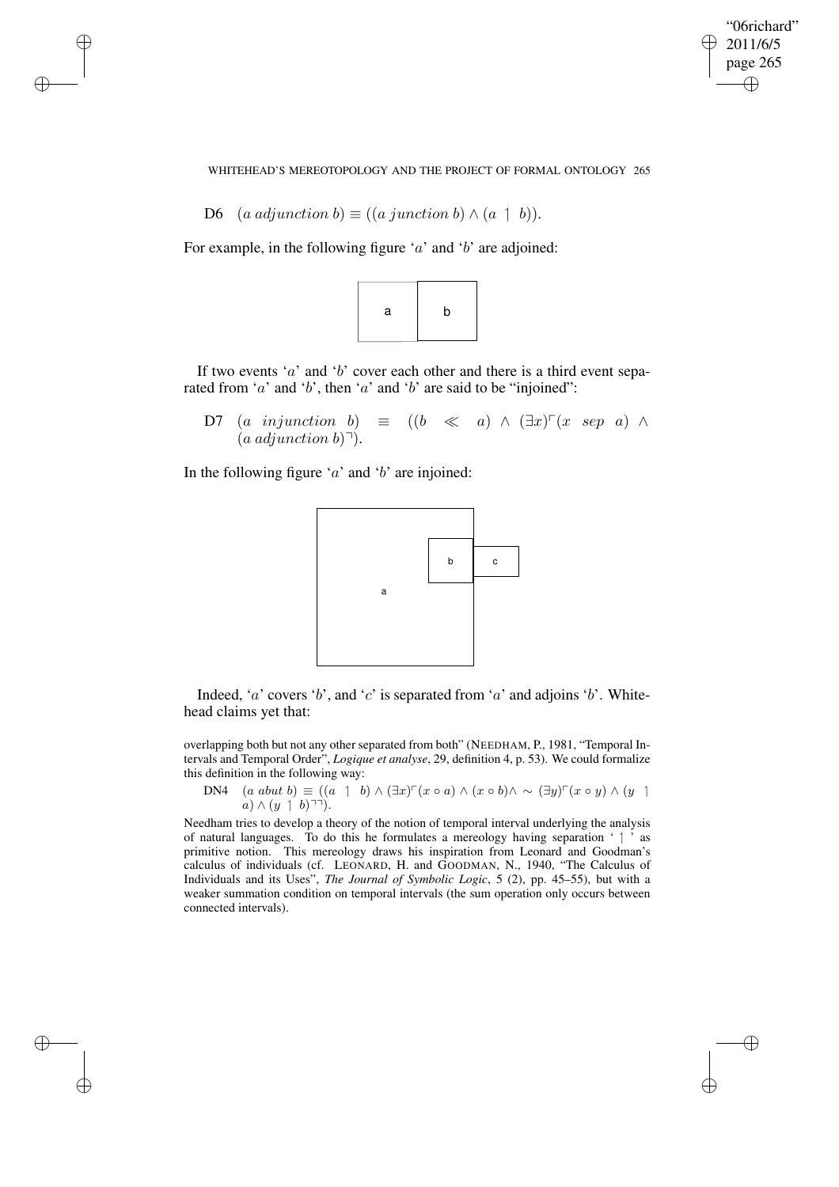D6 $(a\ adjunction\ b) \equiv ((a\ junction\ b) \wedge (a \upharpoonright b))$.

For example, in the following figure '$a$' and '$b$' are adjoined:

If two events '$a$' and '$b$' cover each other and there is a third event separated from '$a$' and '$b$', then '$a$' and '$b$' are said to be "injoined":

D7 $(a\ injunction\ b) \equiv ((b \ll a) \wedge (\exists x)^{\ulcorner}(x\ sep\ a) \wedge (a\ adjunction\ b)^{\urcorner})$.

In the following figure '$a$' and '$b$' are injoined:

Indeed, '$a$' covers '$b$', and '$c$' is separated from '$a$' and adjoins '$b$'. Whitehead claims yet that:

overlapping both but not any other separated from both" (NEEDHAM, P., 1981, "Temporal Intervals and Temporal Order", *Logique et analyse*, 29, definition 4, p. 53). We could formalize this definition in the following way:

DN4 $(a\ abut\ b) \equiv ((a \upharpoonright b) \wedge (\exists x)^{\ulcorner}(x \circ a) \wedge (x \circ b) \wedge \sim (\exists y)^{\ulcorner}(x \circ y) \wedge (y \upharpoonright a) \wedge (y \upharpoonright b)^{\urcorner\urcorner})$.

Needham tries to develop a theory of the notion of temporal interval underlying the analysis of natural languages. To do this he formulates a mereology having separation '$\upharpoonright$' as primitive notion. This mereology draws his inspiration from Leonard and Goodman's calculus of individuals (cf. LEONARD, H. and GOODMAN, N., 1940, "The Calculus of Individuals and its Uses", *The Journal of Symbolic Logic*, 5 (2), pp. 45–55), but with a weaker summation condition on temporal intervals (the sum operation only occurs between connected intervals).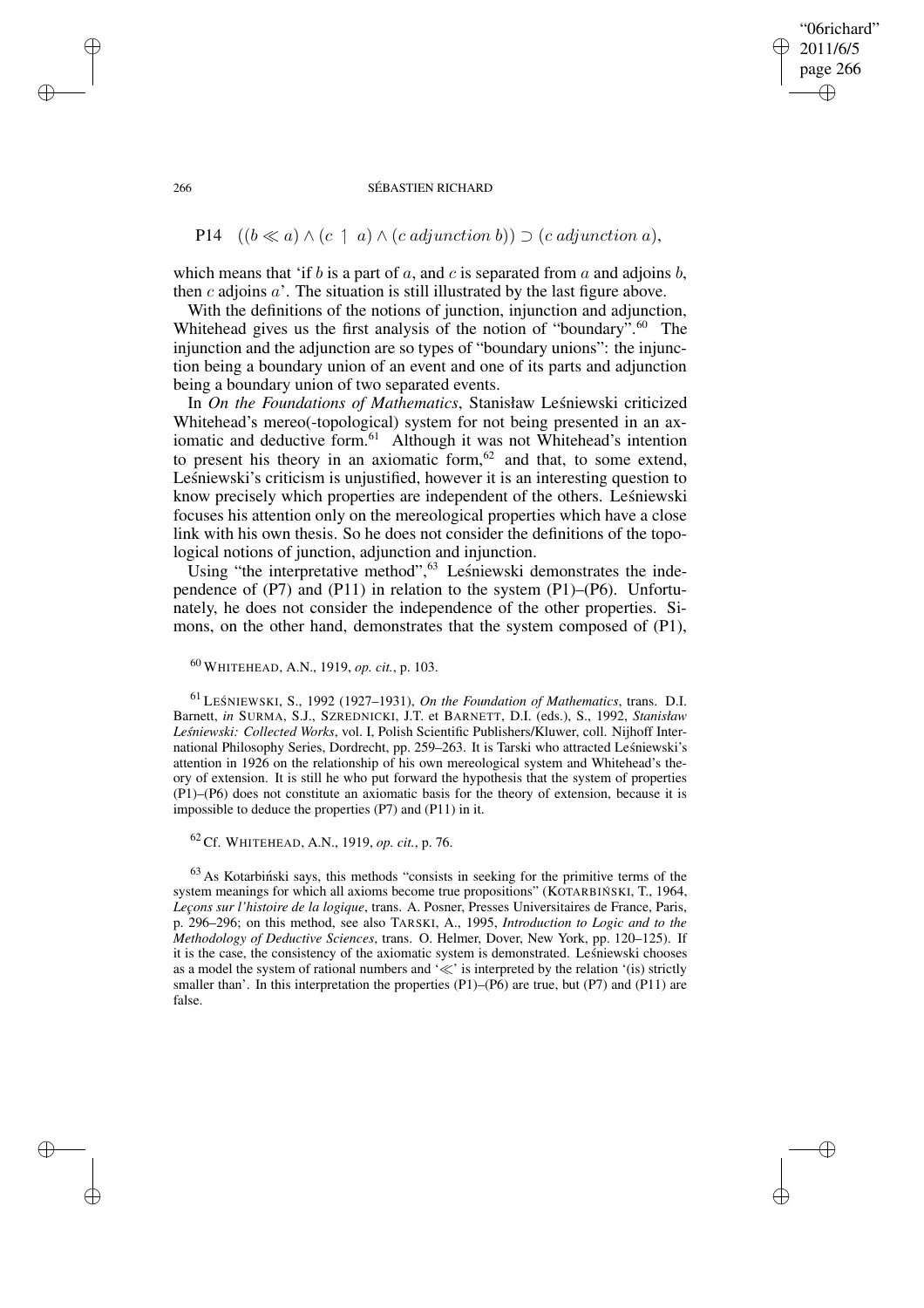$$\text{P14} \quad ((b \ll a) \wedge (c \upharpoonright a) \wedge (c\ adjunction\ b)) \supset (c\ adjunction\ a),$$

which means that 'if $b$ is a part of $a$, and $c$ is separated from $a$ and adjoins $b$, then $c$ adjoins $a$'. The situation is still illustrated by the last figure above.

With the definitions of the notions of junction, injunction and adjunction, Whitehead gives us the first analysis of the notion of "boundary".[60] The injunction and the adjunction are so types of "boundary unions": the injunction being a boundary union of an event and one of its parts and adjunction being a boundary union of two separated events.

In *On the Foundations of Mathematics*, Stanisław Leśniewski criticized Whitehead's mereo(-topological) system for not being presented in an axiomatic and deductive form.[61] Although it was not Whitehead's intention to present his theory in an axiomatic form,[62] and that, to some extend, Leśniewski's criticism is unjustified, however it is an interesting question to know precisely which properties are independent of the others. Leśniewski focuses his attention only on the mereological properties which have a close link with his own thesis. So he does not consider the definitions of the topological notions of junction, adjunction and injunction.

Using "the interpretative method",[63] Leśniewski demonstrates the independence of (P7) and (P11) in relation to the system (P1)–(P6). Unfortunately, he does not consider the independence of the other properties. Simons, on the other hand, demonstrates that the system composed of (P1),

[60] WHITEHEAD, A.N., 1919, *op. cit.*, p. 103.

[61] LEŚNIEWSKI, S., 1992 (1927–1931), *On the Foundation of Mathematics*, trans. D.I. Barnett, *in* SURMA, S.J., SZREDNICKI, J.T. et BARNETT, D.I. (eds.), S., 1992, *Stanisław Leśniewski: Collected Works*, vol. I, Polish Scientific Publishers/Kluwer, coll. Nijhoff International Philosophy Series, Dordrecht, pp. 259–263. It is Tarski who attracted Leśniewski's attention in 1926 on the relationship of his own mereological system and Whitehead's theory of extension. It is still he who put forward the hypothesis that the system of properties (P1)–(P6) does not constitute an axiomatic basis for the theory of extension, because it is impossible to deduce the properties (P7) and (P11) in it.

[62] Cf. WHITEHEAD, A.N., 1919, *op. cit.*, p. 76.

[63] As Kotarbiński says, this methods "consists in seeking for the primitive terms of the system meanings for which all axioms become true propositions" (KOTARBIŃSKI, T., 1964, *Leçons sur l'histoire de la logique*, trans. A. Posner, Presses Universitaires de France, Paris, p. 296–296; on this method, see also TARSKI, A., 1995, *Introduction to Logic and to the Methodology of Deductive Sciences*, trans. O. Helmer, Dover, New York, pp. 120–125). If it is the case, the consistency of the axiomatic system is demonstrated. Leśniewski chooses as a model the system of rational numbers and '$\ll$' is interpreted by the relation '(is) strictly smaller than'. In this interpretation the properties (P1)–(P6) are true, but (P7) and (P11) are false.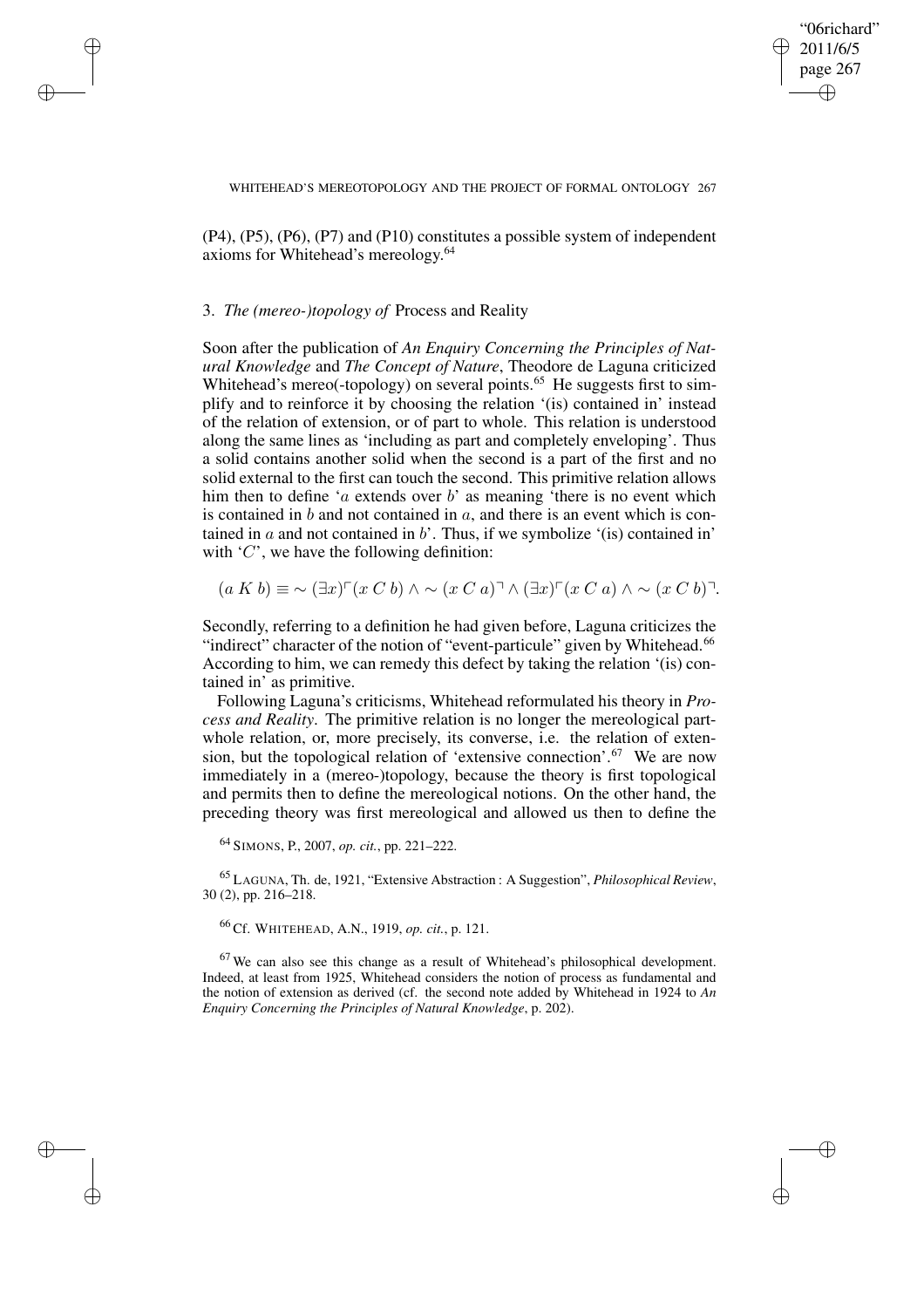(P4), (P5), (P6), (P7) and (P10) constitutes a possible system of independent axioms for Whitehead's mereology.[64]

### 3. *The (mereo-)topology of* Process and Reality

Soon after the publication of *An Enquiry Concerning the Principles of Natural Knowledge* and *The Concept of Nature*, Theodore de Laguna criticized Whitehead's mereo(-topology) on several points.[65] He suggests first to simplify and to reinforce it by choosing the relation '(is) contained in' instead of the relation of extension, or of part to whole. This relation is understood along the same lines as 'including as part and completely enveloping'. Thus a solid contains another solid when the second is a part of the first and no solid external to the first can touch the second. This primitive relation allows him then to define '$a$ extends over $b$' as meaning 'there is no event which is contained in $b$ and not contained in $a$, and there is an event which is contained in $a$ and not contained in $b$'. Thus, if we symbolize '(is) contained in' with '$C$', we have the following definition:

$$(a\ K\ b) \equiv \sim (\exists x)^{\ulcorner}(x\ C\ b) \wedge \sim (x\ C\ a)^{\urcorner} \wedge (\exists x)^{\ulcorner}(x\ C\ a) \wedge \sim (x\ C\ b)^{\urcorner}.$$

Secondly, referring to a definition he had given before, Laguna criticizes the "indirect" character of the notion of "event-particule" given by Whitehead.[66] According to him, we can remedy this defect by taking the relation '(is) contained in' as primitive.

Following Laguna's criticisms, Whitehead reformulated his theory in *Process and Reality*. The primitive relation is no longer the mereological part-whole relation, or, more precisely, its converse, i.e. the relation of extension, but the topological relation of 'extensive connection'.[67] We are now immediately in a (mereo-)topology, because the theory is first topological and permits then to define the mereological notions. On the other hand, the preceding theory was first mereological and allowed us then to define the

[64] SIMONS, P., 2007, *op. cit.*, pp. 221–222.

[65] LAGUNA, Th. de, 1921, "Extensive Abstraction : A Suggestion", *Philosophical Review*, 30 (2), pp. 216–218.

[66] Cf. WHITEHEAD, A.N., 1919, *op. cit.*, p. 121.

[67] We can also see this change as a result of Whitehead's philosophical development. Indeed, at least from 1925, Whitehead considers the notion of process as fundamental and the notion of extension as derived (cf. the second note added by Whitehead in 1924 to *An Enquiry Concerning the Principles of Natural Knowledge*, p. 202).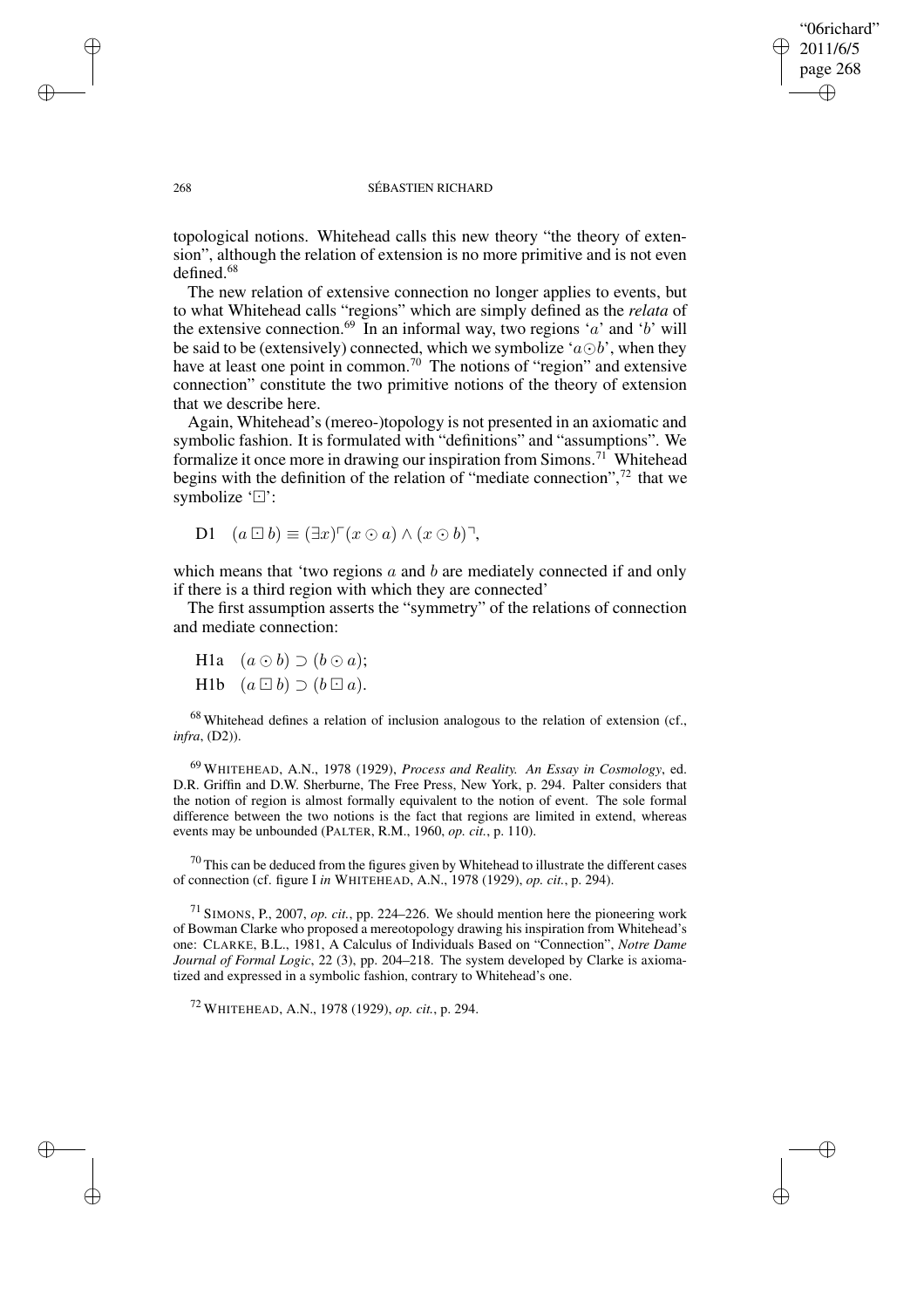topological notions. Whitehead calls this new theory "the theory of extension", although the relation of extension is no more primitive and is not even defined.[68]

The new relation of extensive connection no longer applies to events, but to what Whitehead calls "regions" which are simply defined as the *relata* of the extensive connection.[69] In an informal way, two regions '$a$' and '$b$' will be said to be (extensively) connected, which we symbolize '$a \odot b$', when they have at least one point in common.[70] The notions of "region" and extensive connection" constitute the two primitive notions of the theory of extension that we describe here.

Again, Whitehead's (mereo-)topology is not presented in an axiomatic and symbolic fashion. It is formulated with "definitions" and "assumptions". We formalize it once more in drawing our inspiration from Simons.[71] Whitehead begins with the definition of the relation of "mediate connection",[72] that we symbolize '$\boxdot$':

$$\text{D1} \quad (a \boxdot b) \equiv (\exists x)^{\ulcorner}(x \odot a) \wedge (x \odot b)^{\urcorner},$$

which means that 'two regions $a$ and $b$ are mediately connected if and only if there is a third region with which they are connected'

The first assumption asserts the "symmetry" of the relations of connection and mediate connection:

$$\text{H1a} \quad (a \odot b) \supset (b \odot a);$$

$$\text{H1b} \quad (a \boxdot b) \supset (b \boxdot a).$$

[68] Whitehead defines a relation of inclusion analogous to the relation of extension (cf., *infra*, (D2)).

[69] WHITEHEAD, A.N., 1978 (1929), *Process and Reality. An Essay in Cosmology*, ed. D.R. Griffin and D.W. Sherburne, The Free Press, New York, p. 294. Palter considers that the notion of region is almost formally equivalent to the notion of event. The sole formal difference between the two notions is the fact that regions are limited in extend, whereas events may be unbounded (PALTER, R.M., 1960, *op. cit.*, p. 110).

[70] This can be deduced from the figures given by Whitehead to illustrate the different cases of connection (cf. figure I *in* WHITEHEAD, A.N., 1978 (1929), *op. cit.*, p. 294).

[71] SIMONS, P., 2007, *op. cit.*, pp. 224–226. We should mention here the pioneering work of Bowman Clarke who proposed a mereotopology drawing his inspiration from Whitehead's one: CLARKE, B.L., 1981, A Calculus of Individuals Based on "Connection", *Notre Dame Journal of Formal Logic*, 22 (3), pp. 204–218. The system developed by Clarke is axiomatized and expressed in a symbolic fashion, contrary to Whitehead's one.

[72] WHITEHEAD, A.N., 1978 (1929), *op. cit.*, p. 294.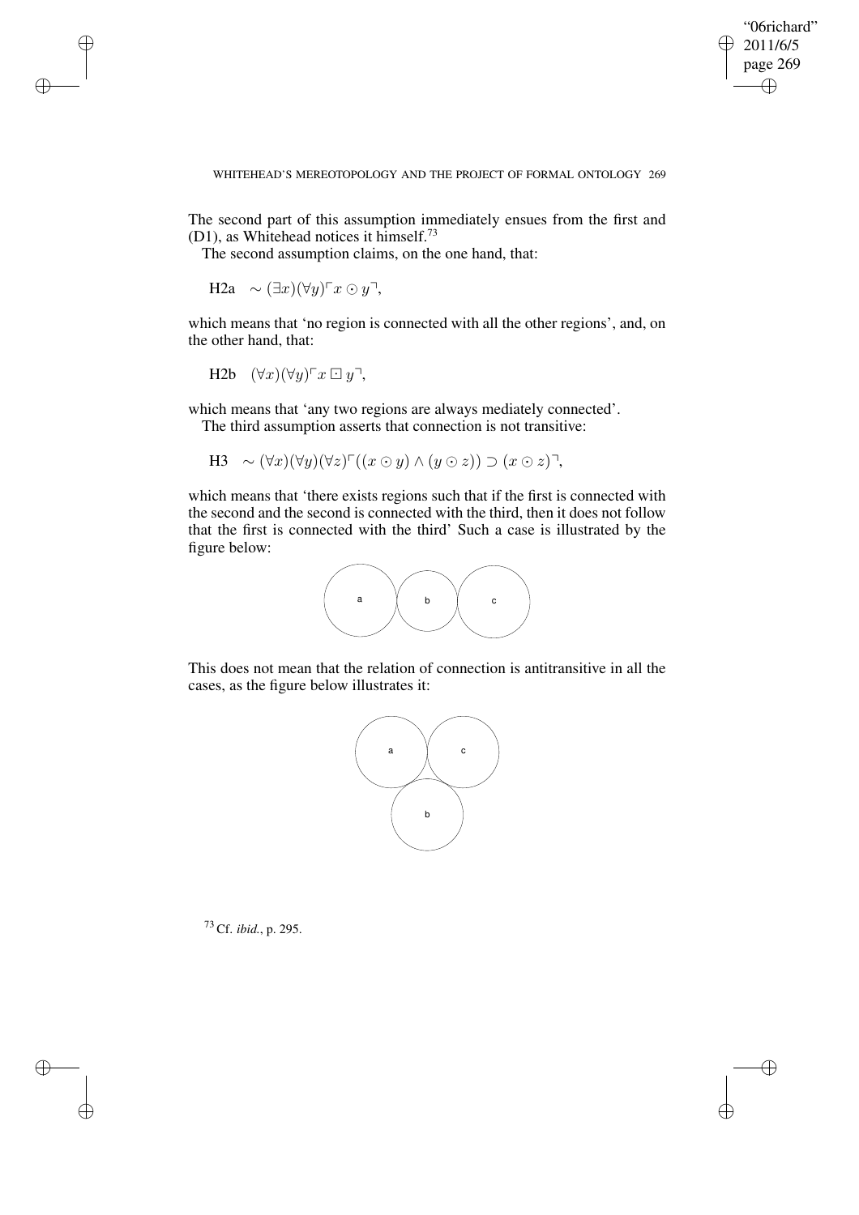The second part of this assumption immediately ensues from the first and (D1), as Whitehead notices it himself.[73]

The second assumption claims, on the one hand, that:

H2a $\sim (\exists x)(\forall y)\ulcorner x \odot y \urcorner$,

which means that 'no region is connected with all the other regions', and, on the other hand, that:

H2b $(\forall x)(\forall y)\ulcorner x \boxdot y \urcorner$,

which means that 'any two regions are always mediately connected'.

The third assumption asserts that connection is not transitive:

H3 $\sim (\forall x)(\forall y)(\forall z)\ulcorner((x \odot y) \wedge (y \odot z)) \supset (x \odot z)\urcorner$,

which means that 'there exists regions such that if the first is connected with the second and the second is connected with the third, then it does not follow that the first is connected with the third' Such a case is illustrated by the figure below:

This does not mean that the relation of connection is antitransitive in all the cases, as the figure below illustrates it:

[73] Cf. *ibid.*, p. 295.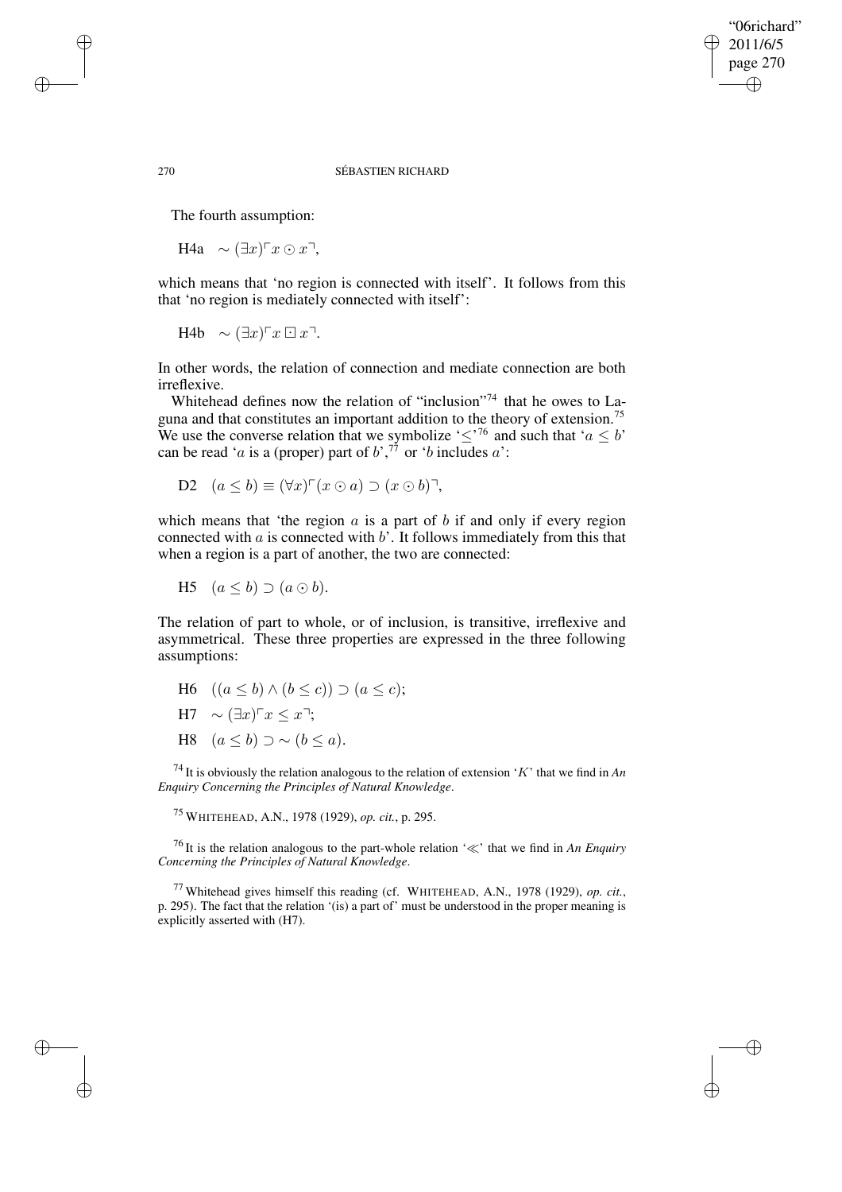The fourth assumption:

H4a $\sim (\exists x)^\ulcorner x \odot x^\urcorner$,

which means that 'no region is connected with itself'. It follows from this that 'no region is mediately connected with itself':

H4b $\sim (\exists x)^\ulcorner x \boxdot x^\urcorner$.

In other words, the relation of connection and mediate connection are both irreflexive.

Whitehead defines now the relation of "inclusion"[74] that he owes to Laguna and that constitutes an important addition to the theory of extension.[75] We use the converse relation that we symbolize '$\leq$'[76] and such that '$a \leq b$' can be read '$a$ is a (proper) part of $b$',[77] or '$b$ includes $a$':

D2 $(a \leq b) \equiv (\forall x)^\ulcorner (x \odot a) \supset (x \odot b)^\urcorner$,

which means that 'the region $a$ is a part of $b$ if and only if every region connected with $a$ is connected with $b$'. It follows immediately from this that when a region is a part of another, the two are connected:

H5 $(a \leq b) \supset (a \odot b)$.

The relation of part to whole, or of inclusion, is transitive, irreflexive and asymmetrical. These three properties are expressed in the three following assumptions:

H6 $((a \leq b) \wedge (b \leq c)) \supset (a \leq c)$;

H7 $\sim (\exists x)^\ulcorner x \leq x^\urcorner$;

H8 $(a \leq b) \supset \sim (b \leq a)$.

[74] It is obviously the relation analogous to the relation of extension '$K$' that we find in *An Enquiry Concerning the Principles of Natural Knowledge*.

[75] WHITEHEAD, A.N., 1978 (1929), *op. cit.*, p. 295.

[76] It is the relation analogous to the part-whole relation '$\ll$' that we find in *An Enquiry Concerning the Principles of Natural Knowledge*.

[77] Whitehead gives himself this reading (cf. WHITEHEAD, A.N., 1978 (1929), *op. cit.*, p. 295). The fact that the relation '(is) a part of' must be understood in the proper meaning is explicitly asserted with (H7).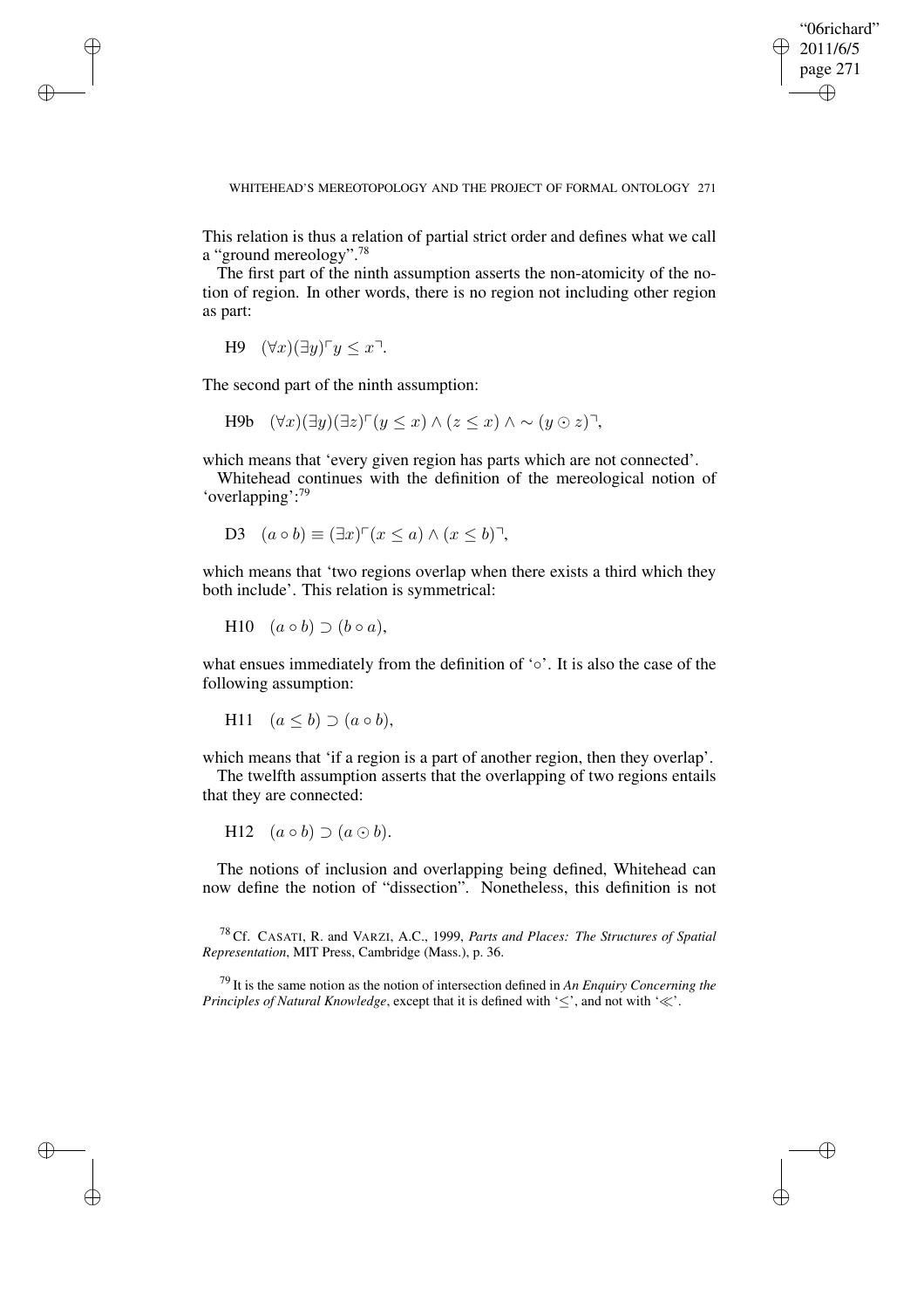This relation is thus a relation of partial strict order and defines what we call a "ground mereology".[78]

The first part of the ninth assumption asserts the non-atomicity of the notion of region. In other words, there is no region not including other region as part:

H9 $(\forall x)(\exists y)\ulcorner y \leq x\urcorner$.

The second part of the ninth assumption:

H9b $(\forall x)(\exists y)(\exists z)\ulcorner(y \leq x) \wedge (z \leq x) \wedge \sim (y \odot z)\urcorner$,

which means that 'every given region has parts which are not connected'.

Whitehead continues with the definition of the mereological notion of 'overlapping':[79]

D3 $(a \circ b) \equiv (\exists x)\ulcorner(x \leq a) \wedge (x \leq b)\urcorner$,

which means that 'two regions overlap when there exists a third which they both include'. This relation is symmetrical:

H10 $(a \circ b) \supset (b \circ a)$,

what ensues immediately from the definition of '$\circ$'. It is also the case of the following assumption:

H11 $(a \leq b) \supset (a \circ b)$,

which means that 'if a region is a part of another region, then they overlap'.

The twelfth assumption asserts that the overlapping of two regions entails that they are connected:

H12 $(a \circ b) \supset (a \odot b)$.

The notions of inclusion and overlapping being defined, Whitehead can now define the notion of "dissection". Nonetheless, this definition is not

[78] Cf. CASATI, R. and VARZI, A.C., 1999, *Parts and Places: The Structures of Spatial Representation*, MIT Press, Cambridge (Mass.), p. 36.

[79] It is the same notion as the notion of intersection defined in *An Enquiry Concerning the Principles of Natural Knowledge*, except that it is defined with '$\leq$', and not with '$\ll$'.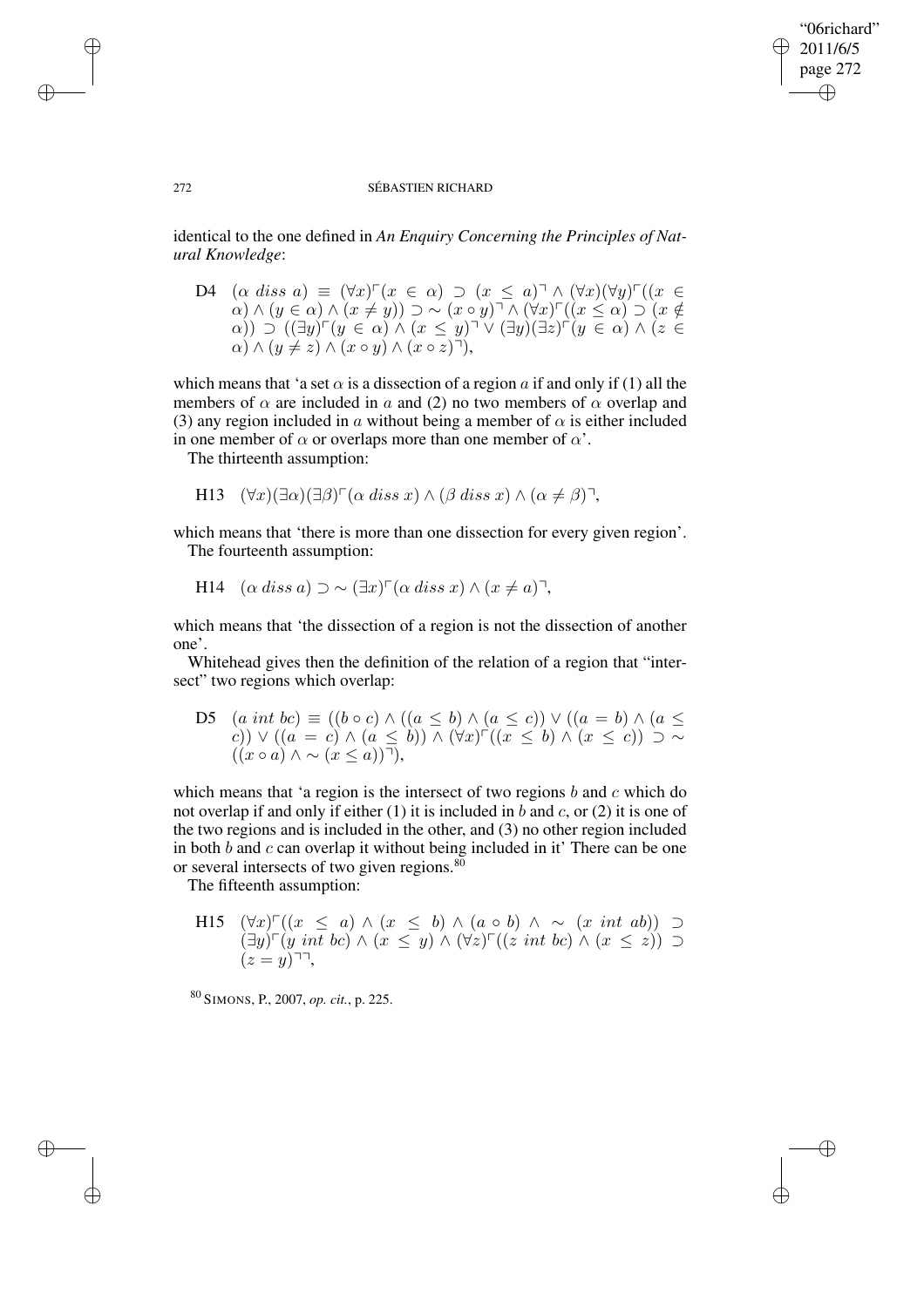identical to the one defined in *An Enquiry Concerning the Principles of Natural Knowledge*:

D4 $(\alpha \; diss \; a) \equiv (\forall x)\ulcorner(x \in \alpha) \supset (x \leq a)\urcorner \wedge (\forall x)(\forall y)\ulcorner((x \in \alpha) \wedge (y \in \alpha) \wedge (x \neq y)) \supset \sim (x \circ y)\urcorner \wedge (\forall x)\ulcorner((x \leq \alpha) \supset (x \notin \alpha)) \supset ((\exists y)\ulcorner(y \in \alpha) \wedge (x \leq y)\urcorner \vee (\exists y)(\exists z)\ulcorner(y \in \alpha) \wedge (z \in \alpha) \wedge (y \neq z) \wedge (x \circ y) \wedge (x \circ z)\urcorner)$,

which means that 'a set $\alpha$ is a dissection of a region $a$ if and only if (1) all the members of $\alpha$ are included in $a$ and (2) no two members of $\alpha$ overlap and (3) any region included in $a$ without being a member of $\alpha$ is either included in one member of $\alpha$ or overlaps more than one member of $\alpha$'.

The thirteenth assumption:

H13 $(\forall x)(\exists \alpha)(\exists \beta)\ulcorner(\alpha \; diss \; x) \wedge (\beta \; diss \; x) \wedge (\alpha \neq \beta)\urcorner$,

which means that 'there is more than one dissection for every given region'.

The fourteenth assumption:

H14 $(\alpha \; diss \; a) \supset \sim (\exists x)\ulcorner(\alpha \; diss \; x) \wedge (x \neq a)\urcorner$,

which means that 'the dissection of a region is not the dissection of another one'.

Whitehead gives then the definition of the relation of a region that "intersect" two regions which overlap:

D5 $(a \; int \; bc) \equiv ((b \circ c) \wedge ((a \leq b) \wedge (a \leq c)) \vee ((a = b) \wedge (a \leq c)) \vee ((a = c) \wedge (a \leq b)) \wedge (\forall x)\ulcorner((x \leq b) \wedge (x \leq c)) \supset \sim ((x \circ a) \wedge \sim (x \leq a))\urcorner)$,

which means that 'a region is the intersect of two regions $b$ and $c$ which do not overlap if and only if either (1) it is included in $b$ and $c$, or (2) it is one of the two regions and is included in the other, and (3) no other region included in both $b$ and $c$ can overlap it without being included in it' There can be one or several intersects of two given regions.[80]

The fifteenth assumption:

H15 $(\forall x)\ulcorner((x \leq a) \wedge (x \leq b) \wedge (a \circ b) \wedge \sim (x \; int \; ab)) \supset (\exists y)\ulcorner(y \; int \; bc) \wedge (x \leq y) \wedge (\forall z)\ulcorner((z \; int \; bc) \wedge (x \leq z)) \supset (z = y)\urcorner\urcorner$,

[80] SIMONS, P., 2007, *op. cit.*, p. 225.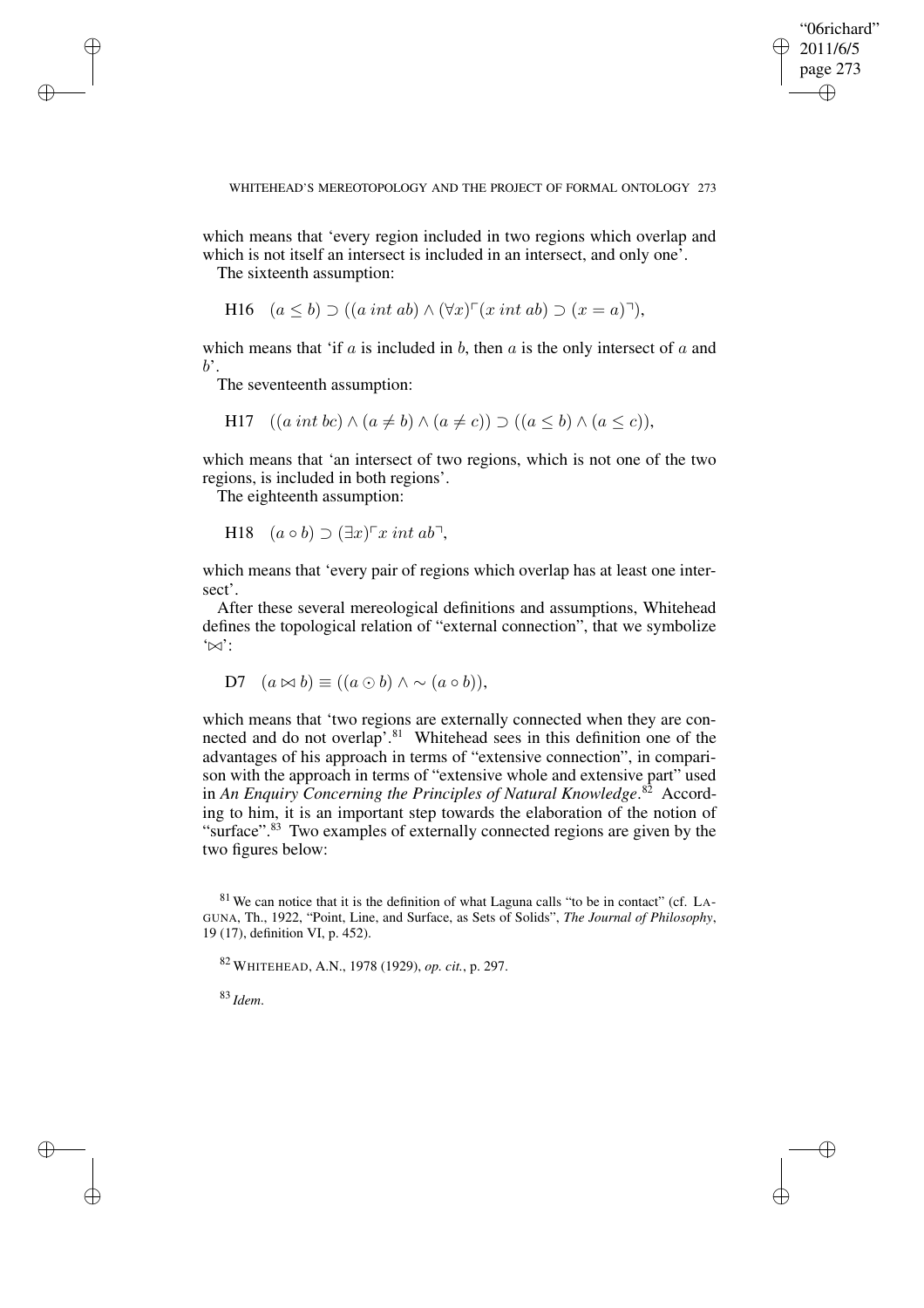which means that 'every region included in two regions which overlap and which is not itself an intersect is included in an intersect, and only one'.

The sixteenth assumption:

$$\text{H16} \quad (a \leq b) \supset ((a \; int \; ab) \wedge (\forall x)^{\ulcorner}(x \; int \; ab) \supset (x = a)^{\urcorner}),$$

which means that 'if $a$ is included in $b$, then $a$ is the only intersect of $a$ and $b$'.

The seventeenth assumption:

$$\text{H17} \quad ((a \; int \; bc) \wedge (a \neq b) \wedge (a \neq c)) \supset ((a \leq b) \wedge (a \leq c)),$$

which means that 'an intersect of two regions, which is not one of the two regions, is included in both regions'.

The eighteenth assumption:

$$\text{H18} \quad (a \circ b) \supset (\exists x)^{\ulcorner} x \; int \; ab^{\urcorner},$$

which means that 'every pair of regions which overlap has at least one intersect'.

After these several mereological definitions and assumptions, Whitehead defines the topological relation of "external connection", that we symbolize '$\bowtie$':

$$\text{D7} \quad (a \bowtie b) \equiv ((a \odot b) \wedge \sim (a \circ b)),$$

which means that 'two regions are externally connected when they are connected and do not overlap'.[81] Whitehead sees in this definition one of the advantages of his approach in terms of "extensive connection", in comparison with the approach in terms of "extensive whole and extensive part" used in *An Enquiry Concerning the Principles of Natural Knowledge*.[82] According to him, it is an important step towards the elaboration of the notion of "surface".[83] Two examples of externally connected regions are given by the two figures below:

[81] We can notice that it is the definition of what Laguna calls "to be in contact" (cf. LAGUNA, Th., 1922, "Point, Line, and Surface, as Sets of Solids", *The Journal of Philosophy*, 19 (17), definition VI, p. 452).

[82] WHITEHEAD, A.N., 1978 (1929), *op. cit.*, p. 297.

[83] *Idem*.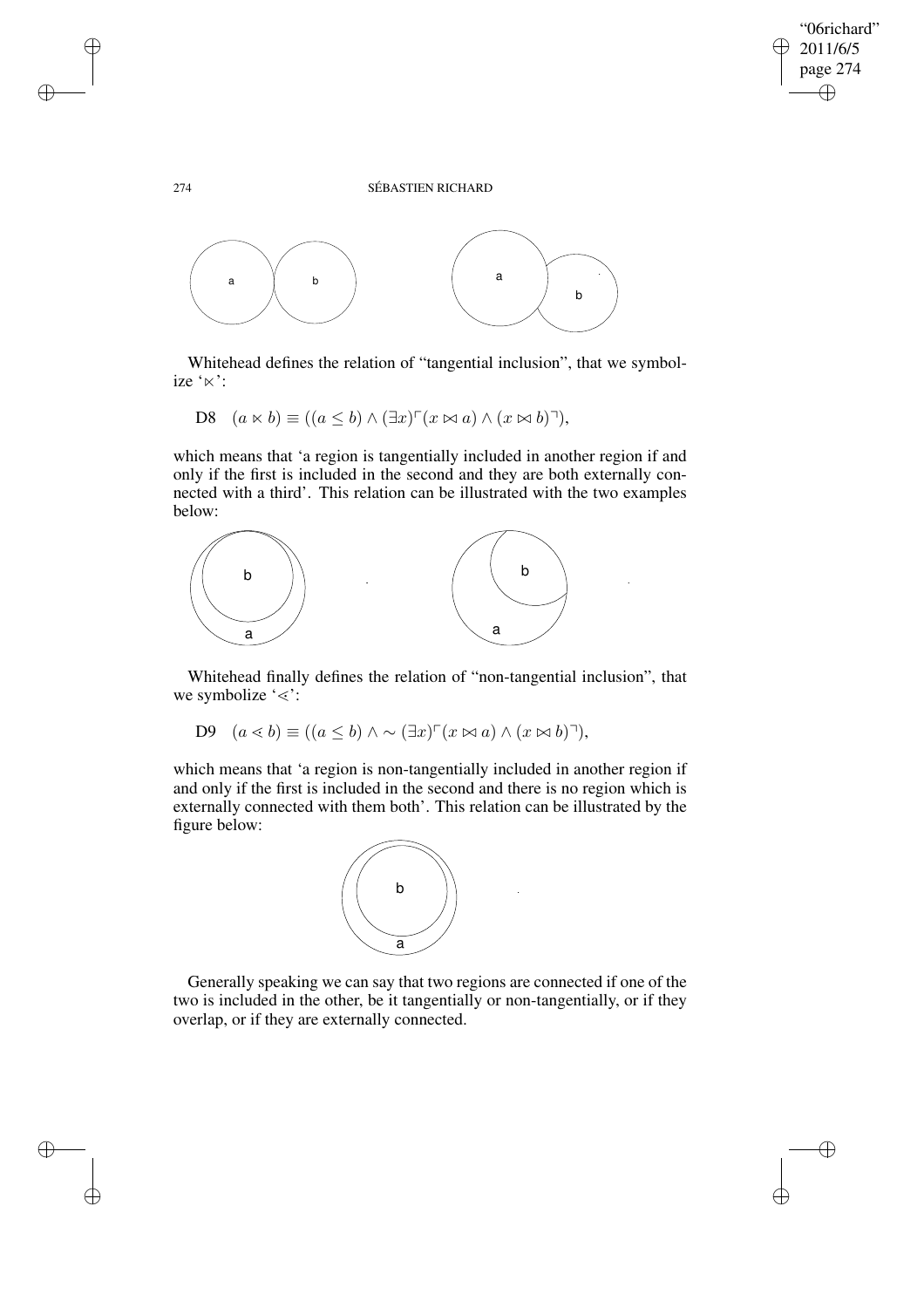Whitehead defines the relation of "tangential inclusion", that we symbolize '$\ltimes$':

$$\text{D8} \quad (a \ltimes b) \equiv ((a \leq b) \wedge (\exists x)^{\ulcorner}(x \bowtie a) \wedge (x \bowtie b)^{\urcorner}),$$

which means that 'a region is tangentially included in another region if and only if the first is included in the second and they are both externally connected with a third'. This relation can be illustrated with the two examples below:

Whitehead finally defines the relation of "non-tangential inclusion", that we symbolize '$\lessdot$':

$$\text{D9} \quad (a \lessdot b) \equiv ((a \leq b) \wedge \sim (\exists x)^{\ulcorner}(x \bowtie a) \wedge (x \bowtie b)^{\urcorner}),$$

which means that 'a region is non-tangentially included in another region if and only if the first is included in the second and there is no region which is externally connected with them both'. This relation can be illustrated by the figure below:

Generally speaking we can say that two regions are connected if one of the two is included in the other, be it tangentially or non-tangentially, or if they overlap, or if they are externally connected.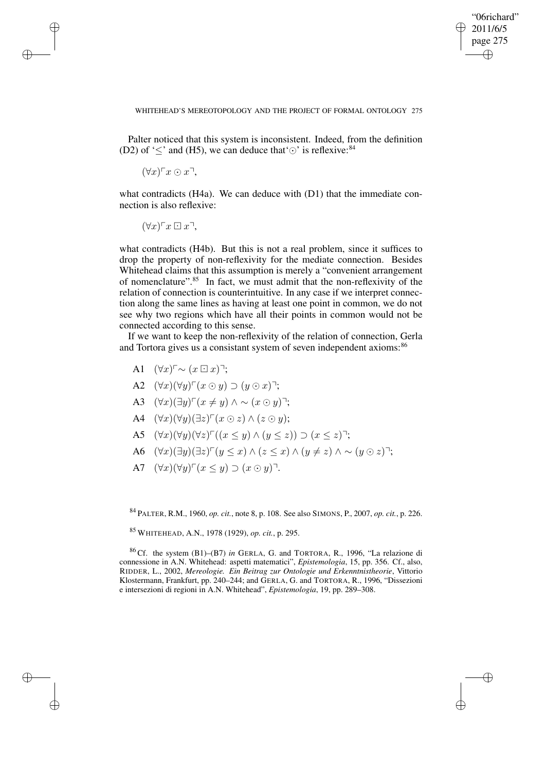Palter noticed that this system is inconsistent. Indeed, from the definition (D2) of '$\leq$' and (H5), we can deduce that '$\odot$' is reflexive:[84]

$$(\forall x)\ulcorner x \odot x \urcorner,$$

what contradicts (H4a). We can deduce with (D1) that the immediate connection is also reflexive:

$$(\forall x)\ulcorner x \boxdot x \urcorner,$$

what contradicts (H4b). But this is not a real problem, since it suffices to drop the property of non-reflexivity for the mediate connection. Besides Whitehead claims that this assumption is merely a "convenient arrangement of nomenclature".[85] In fact, we must admit that the non-reflexivity of the relation of connection is counterintuitive. In any case if we interpret connection along the same lines as having at least one point in common, we do not see why two regions which have all their points in common would not be connected according to this sense.

If we want to keep the non-reflexivity of the relation of connection, Gerla and Tortora gives us a consistant system of seven independent axioms:[86]

- A1 $(\forall x)\ulcorner \sim (x \boxdot x)\urcorner$;
- A2 $(\forall x)(\forall y)\ulcorner (x \odot y) \supset (y \odot x)\urcorner$;
- A3 $(\forall x)(\exists y)\ulcorner (x \neq y) \wedge \sim (x \odot y)\urcorner$;
- A4 $(\forall x)(\forall y)(\exists z)\ulcorner (x \odot z) \wedge (z \odot y)$;
- A5 $(\forall x)(\forall y)(\forall z)\ulcorner ((x \leq y) \wedge (y \leq z)) \supset (x \leq z)\urcorner$;
- A6 $(\forall x)(\exists y)(\exists z)\ulcorner (y \leq x) \wedge (z \leq x) \wedge (y \neq z) \wedge \sim (y \odot z)\urcorner$;
- A7 $(\forall x)(\forall y)\ulcorner (x \leq y) \supset (x \odot y)\urcorner$.

[84] PALTER, R.M., 1960, *op. cit.*, note 8, p. 108. See also SIMONS, P., 2007, *op. cit.*, p. 226.

[85] WHITEHEAD, A.N., 1978 (1929), *op. cit.*, p. 295.

[86] Cf. the system (B1)–(B7) *in* GERLA, G. and TORTORA, R., 1996, "La relazione di connessione in A.N. Whitehead: aspetti matematici", *Epistemologia*, 15, pp. 356. Cf., also, RIDDER, L., 2002, *Mereologie. Ein Beitrag zur Ontologie und Erkenntnistheorie*, Vittorio Klostermann, Frankfurt, pp. 240–244; and GERLA, G. and TORTORA, R., 1996, "Dissezioni e intersezioni di regioni in A.N. Whitehead", *Epistemologia*, 19, pp. 289–308.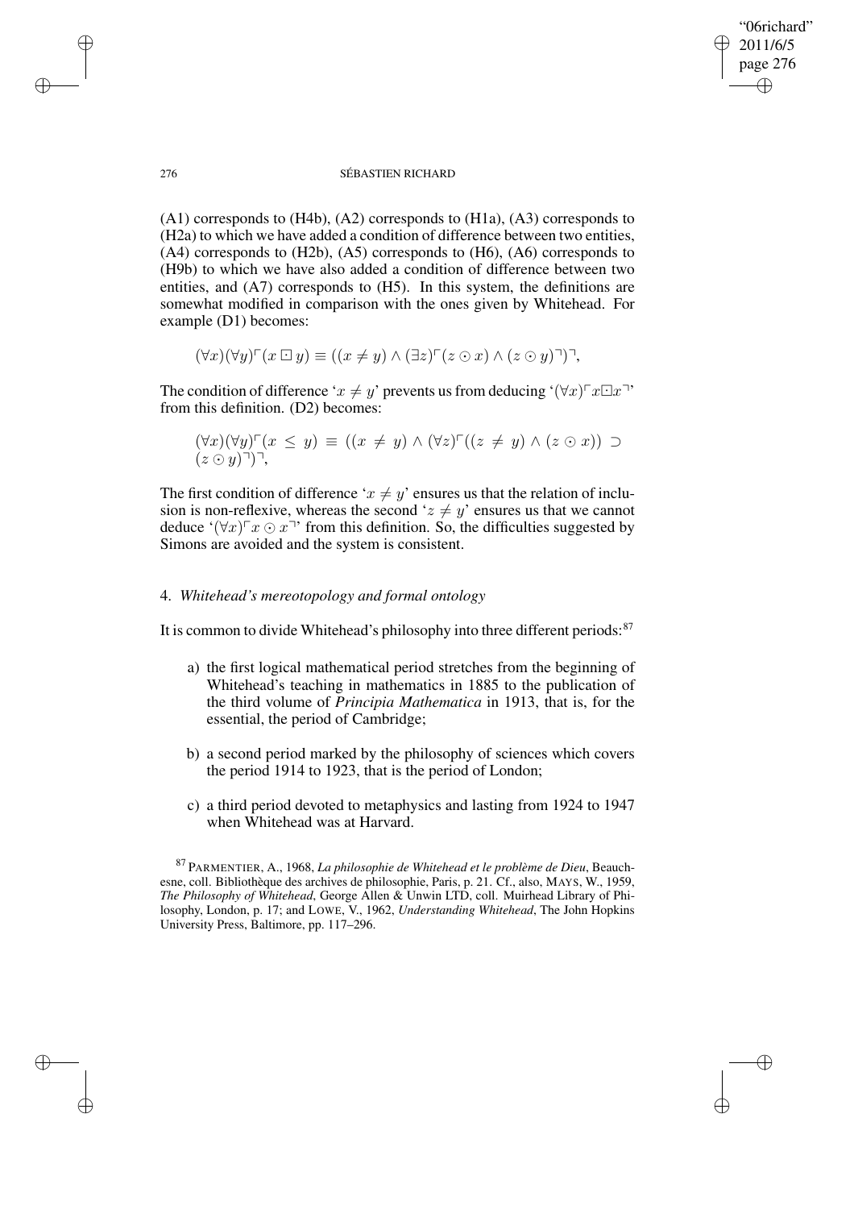(A1) corresponds to (H4b), (A2) corresponds to (H1a), (A3) corresponds to (H2a) to which we have added a condition of difference between two entities, (A4) corresponds to (H2b), (A5) corresponds to (H6), (A6) corresponds to (H9b) to which we have also added a condition of difference between two entities, and (A7) corresponds to (H5). In this system, the definitions are somewhat modified in comparison with the ones given by Whitehead. For example (D1) becomes:

$$(\forall x)(\forall y)\ulcorner(x \boxdot y) \equiv ((x \neq y) \wedge (\exists z)\ulcorner(z \odot x) \wedge (z \odot y)\urcorner)\urcorner,$$

The condition of difference '$x \neq y$' prevents us from deducing '$(\forall x)\ulcorner x \boxdot x\urcorner$' from this definition. (D2) becomes:

$$(\forall x)(\forall y)\ulcorner(x \leq y) \equiv ((x \neq y) \wedge (\forall z)\ulcorner((z \neq y) \wedge (z \odot x)) \supset (z \odot y)\urcorner)\urcorner,$$

The first condition of difference '$x \neq y$' ensures us that the relation of inclusion is non-reflexive, whereas the second '$z \neq y$' ensures us that we cannot deduce '$(\forall x)\ulcorner x \odot x\urcorner$' from this definition. So, the difficulties suggested by Simons are avoided and the system is consistent.

## 4. *Whitehead's mereotopology and formal ontology*

It is common to divide Whitehead's philosophy into three different periods:[87]

a) the first logical mathematical period stretches from the beginning of Whitehead's teaching in mathematics in 1885 to the publication of the third volume of *Principia Mathematica* in 1913, that is, for the essential, the period of Cambridge;

b) a second period marked by the philosophy of sciences which covers the period 1914 to 1923, that is the period of London;

c) a third period devoted to metaphysics and lasting from 1924 to 1947 when Whitehead was at Harvard.

[87] PARMENTIER, A., 1968, *La philosophie de Whitehead et le problème de Dieu*, Beauchesne, coll. Bibliothèque des archives de philosophie, Paris, p. 21. Cf., also, MAYS, W., 1959, *The Philosophy of Whitehead*, George Allen & Unwin LTD, coll. Muirhead Library of Philosophy, London, p. 17; and LOWE, V., 1962, *Understanding Whitehead*, The John Hopkins University Press, Baltimore, pp. 117–296.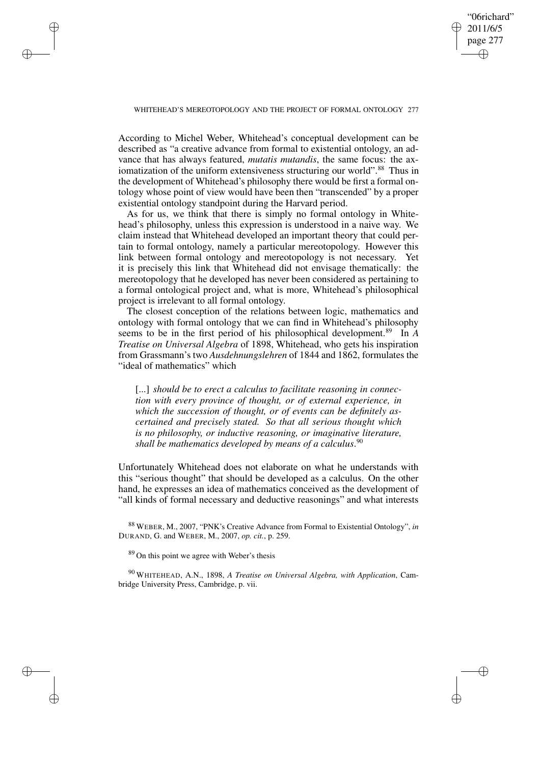According to Michel Weber, Whitehead's conceptual development can be described as "a creative advance from formal to existential ontology, an advance that has always featured, *mutatis mutandis*, the same focus: the axiomatization of the uniform extensiveness structuring our world".[88] Thus in the development of Whitehead's philosophy there would be first a formal ontology whose point of view would have been then "transcended" by a proper existential ontology standpoint during the Harvard period.

As for us, we think that there is simply no formal ontology in Whitehead's philosophy, unless this expression is understood in a naive way. We claim instead that Whitehead developed an important theory that could pertain to formal ontology, namely a particular mereotopology. However this link between formal ontology and mereotopology is not necessary. Yet it is precisely this link that Whitehead did not envisage thematically: the mereotopology that he developed has never been considered as pertaining to a formal ontological project and, what is more, Whitehead's philosophical project is irrelevant to all formal ontology.

The closest conception of the relations between logic, mathematics and ontology with formal ontology that we can find in Whitehead's philosophy seems to be in the first period of his philosophical development.[89] In *A Treatise on Universal Algebra* of 1898, Whitehead, who gets his inspiration from Grassmann's two *Ausdehnungslehren* of 1844 and 1862, formulates the "ideal of mathematics" which

> [...] *should be to erect a calculus to facilitate reasoning in connection with every province of thought, or of external experience, in which the succession of thought, or of events can be definitely ascertained and precisely stated. So that all serious thought which is no philosophy, or inductive reasoning, or imaginative literature, shall be mathematics developed by means of a calculus*.[90]

Unfortunately Whitehead does not elaborate on what he understands with this "serious thought" that should be developed as a calculus. On the other hand, he expresses an idea of mathematics conceived as the development of "all kinds of formal necessary and deductive reasonings" and what interests

---

[88] WEBER, M., 2007, "PNK's Creative Advance from Formal to Existential Ontology", *in* DURAND, G. and WEBER, M., 2007, *op. cit.*, p. 259.

[89] On this point we agree with Weber's thesis

[90] WHITEHEAD, A.N., 1898, *A Treatise on Universal Algebra, with Application*, Cambridge University Press, Cambridge, p. vii.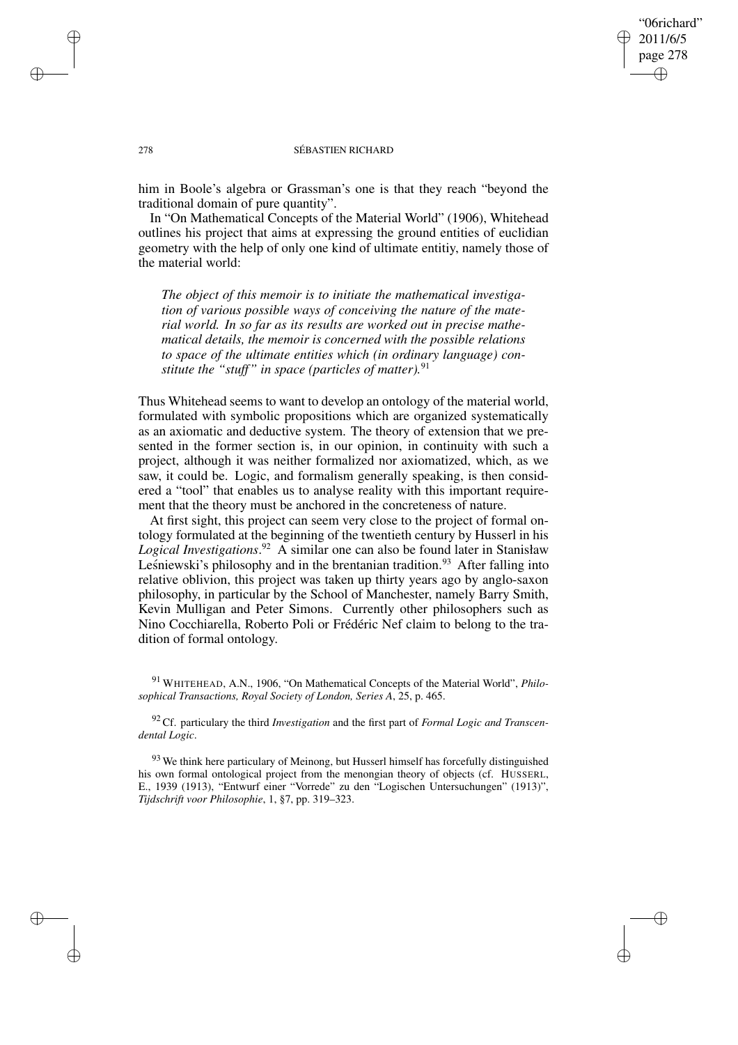him in Boole's algebra or Grassman's one is that they reach "beyond the traditional domain of pure quantity".

In "On Mathematical Concepts of the Material World" (1906), Whitehead outlines his project that aims at expressing the ground entities of euclidian geometry with the help of only one kind of ultimate entitiy, namely those of the material world:

> *The object of this memoir is to initiate the mathematical investigation of various possible ways of conceiving the nature of the material world. In so far as its results are worked out in precise mathematical details, the memoir is concerned with the possible relations to space of the ultimate entities which (in ordinary language) constitute the "stuff" in space (particles of matter).*[91]

Thus Whitehead seems to want to develop an ontology of the material world, formulated with symbolic propositions which are organized systematically as an axiomatic and deductive system. The theory of extension that we presented in the former section is, in our opinion, in continuity with such a project, although it was neither formalized nor axiomatized, which, as we saw, it could be. Logic, and formalism generally speaking, is then considered a "tool" that enables us to analyse reality with this important requirement that the theory must be anchored in the concreteness of nature.

At first sight, this project can seem very close to the project of formal ontology formulated at the beginning of the twentieth century by Husserl in his *Logical Investigations*.[92] A similar one can also be found later in Stanisław Leśniewski's philosophy and in the brentanian tradition.[93] After falling into relative oblivion, this project was taken up thirty years ago by anglo-saxon philosophy, in particular by the School of Manchester, namely Barry Smith, Kevin Mulligan and Peter Simons. Currently other philosophers such as Nino Cocchiarella, Roberto Poli or Frédéric Nef claim to belong to the tradition of formal ontology.

---

[91] WHITEHEAD, A.N., 1906, "On Mathematical Concepts of the Material World", *Philosophical Transactions, Royal Society of London, Series A*, 25, p. 465.

[92] Cf. particulary the third *Investigation* and the first part of *Formal Logic and Transcendental Logic*.

[93] We think here particulary of Meinong, but Husserl himself has forcefully distinguished his own formal ontological project from the menongian theory of objects (cf. HUSSERL, E., 1939 (1913), "Entwurf einer "Vorrede" zu den "Logischen Untersuchungen" (1913)", *Tijdschrift voor Philosophie*, 1, §7, pp. 319–323.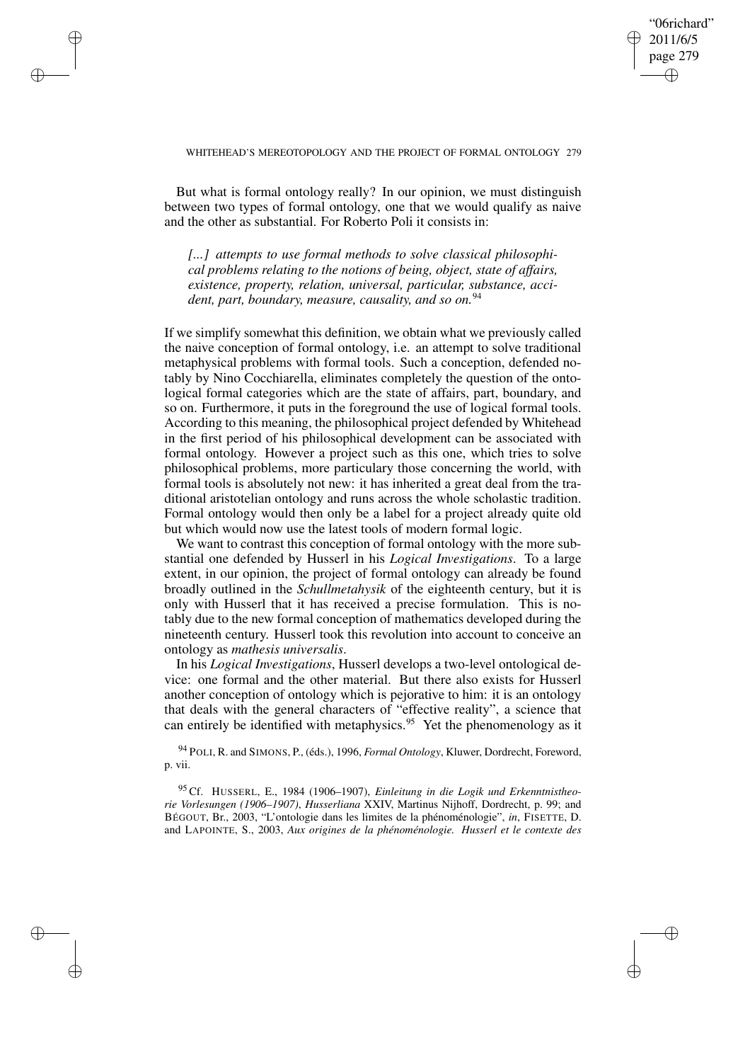But what is formal ontology really? In our opinion, we must distinguish between two types of formal ontology, one that we would qualify as naive and the other as substantial. For Roberto Poli it consists in:

> *[...] attempts to use formal methods to solve classical philosophical problems relating to the notions of being, object, state of affairs, existence, property, relation, universal, particular, substance, accident, part, boundary, measure, causality, and so on.*[94]

If we simplify somewhat this definition, we obtain what we previously called the naive conception of formal ontology, i.e. an attempt to solve traditional metaphysical problems with formal tools. Such a conception, defended notably by Nino Cocchiarella, eliminates completely the question of the ontological formal categories which are the state of affairs, part, boundary, and so on. Furthermore, it puts in the foreground the use of logical formal tools. According to this meaning, the philosophical project defended by Whitehead in the first period of his philosophical development can be associated with formal ontology. However a project such as this one, which tries to solve philosophical problems, more particulary those concerning the world, with formal tools is absolutely not new: it has inherited a great deal from the traditional aristotelian ontology and runs across the whole scholastic tradition. Formal ontology would then only be a label for a project already quite old but which would now use the latest tools of modern formal logic.

We want to contrast this conception of formal ontology with the more substantial one defended by Husserl in his *Logical Investigations*. To a large extent, in our opinion, the project of formal ontology can already be found broadly outlined in the *Schullmetahysik* of the eighteenth century, but it is only with Husserl that it has received a precise formulation. This is notably due to the new formal conception of mathematics developed during the nineteenth century. Husserl took this revolution into account to conceive an ontology as *mathesis universalis*.

In his *Logical Investigations*, Husserl develops a two-level ontological device: one formal and the other material. But there also exists for Husserl another conception of ontology which is pejorative to him: it is an ontology that deals with the general characters of "effective reality", a science that can entirely be identified with metaphysics.[95] Yet the phenomenology as it

[94] POLI, R. and SIMONS, P., (éds.), 1996, *Formal Ontology*, Kluwer, Dordrecht, Foreword, p. vii.

[95] Cf. HUSSERL, E., 1984 (1906–1907), *Einleitung in die Logik und Erkenntnistheorie Vorlesungen (1906–1907)*, *Husserliana* XXIV, Martinus Nijhoff, Dordrecht, p. 99; and BÉGOUT, Br., 2003, "L'ontologie dans les limites de la phénoménologie", *in*, FISETTE, D. and LAPOINTE, S., 2003, *Aux origines de la phénoménologie. Husserl et le contexte des*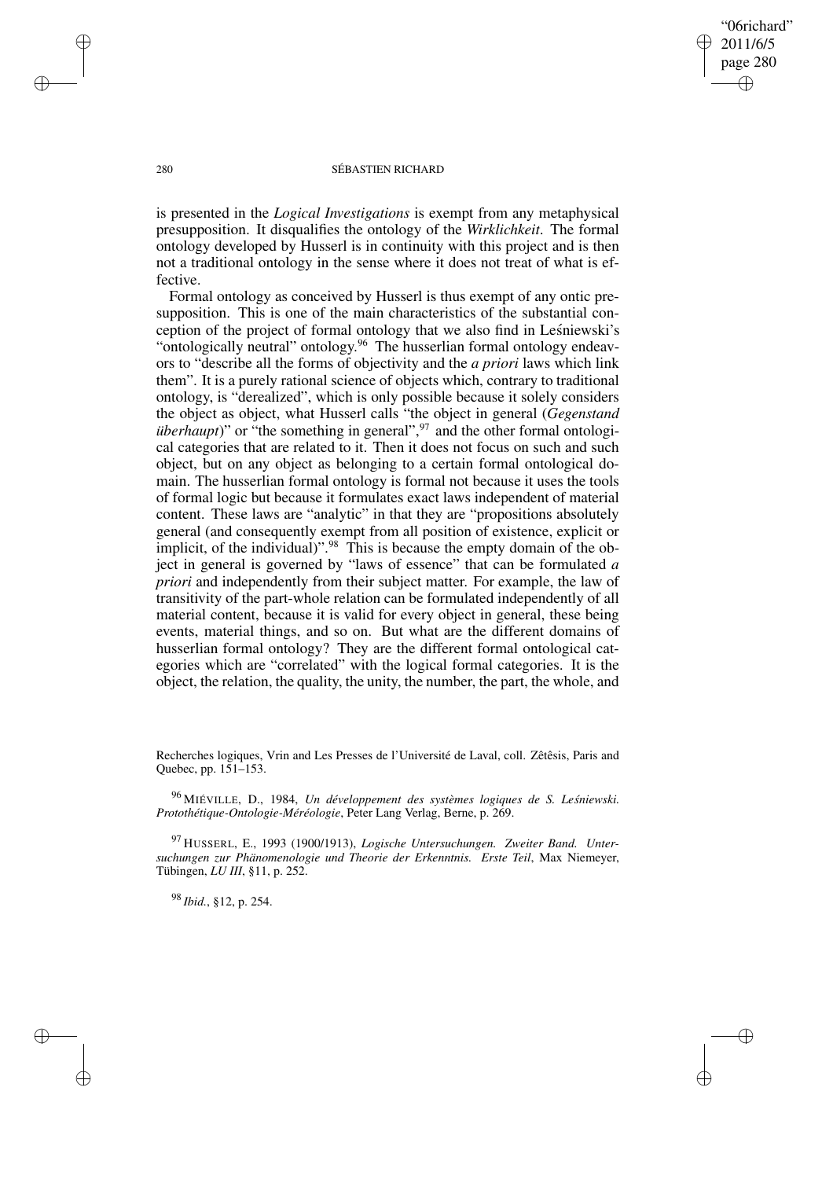is presented in the *Logical Investigations* is exempt from any metaphysical presupposition. It disqualifies the ontology of the *Wirklichkeit*. The formal ontology developed by Husserl is in continuity with this project and is then not a traditional ontology in the sense where it does not treat of what is effective.

Formal ontology as conceived by Husserl is thus exempt of any ontic presupposition. This is one of the main characteristics of the substantial conception of the project of formal ontology that we also find in Leśniewski's "ontologically neutral" ontology.[96] The husserlian formal ontology endeavors to "describe all the forms of objectivity and the *a priori* laws which link them". It is a purely rational science of objects which, contrary to traditional ontology, is "derealized", which is only possible because it solely considers the object as object, what Husserl calls "the object in general (*Gegenstand überhaupt*)" or "the something in general",[97] and the other formal ontological categories that are related to it. Then it does not focus on such and such object, but on any object as belonging to a certain formal ontological domain. The husserlian formal ontology is formal not because it uses the tools of formal logic but because it formulates exact laws independent of material content. These laws are "analytic" in that they are "propositions absolutely general (and consequently exempt from all position of existence, explicit or implicit, of the individual)".[98] This is because the empty domain of the object in general is governed by "laws of essence" that can be formulated *a priori* and independently from their subject matter. For example, the law of transitivity of the part-whole relation can be formulated independently of all material content, because it is valid for every object in general, these being events, material things, and so on. But what are the different domains of husserlian formal ontology? They are the different formal ontological categories which are "correlated" with the logical formal categories. It is the object, the relation, the quality, the unity, the number, the part, the whole, and

Recherches logiques, Vrin and Les Presses de l'Université de Laval, coll. Zêtêsis, Paris and Quebec, pp. 151–153.

[96] MIÉVILLE, D., 1984, *Un développement des systèmes logiques de S. Leśniewski. Protothétique-Ontologie-Méréologie*, Peter Lang Verlag, Berne, p. 269.

[97] HUSSERL, E., 1993 (1900/1913), *Logische Untersuchungen. Zweiter Band. Untersuchungen zur Phänomenologie und Theorie der Erkenntnis. Erste Teil*, Max Niemeyer, Tübingen, *LU III*, §11, p. 252.

[98] *Ibid.*, §12, p. 254.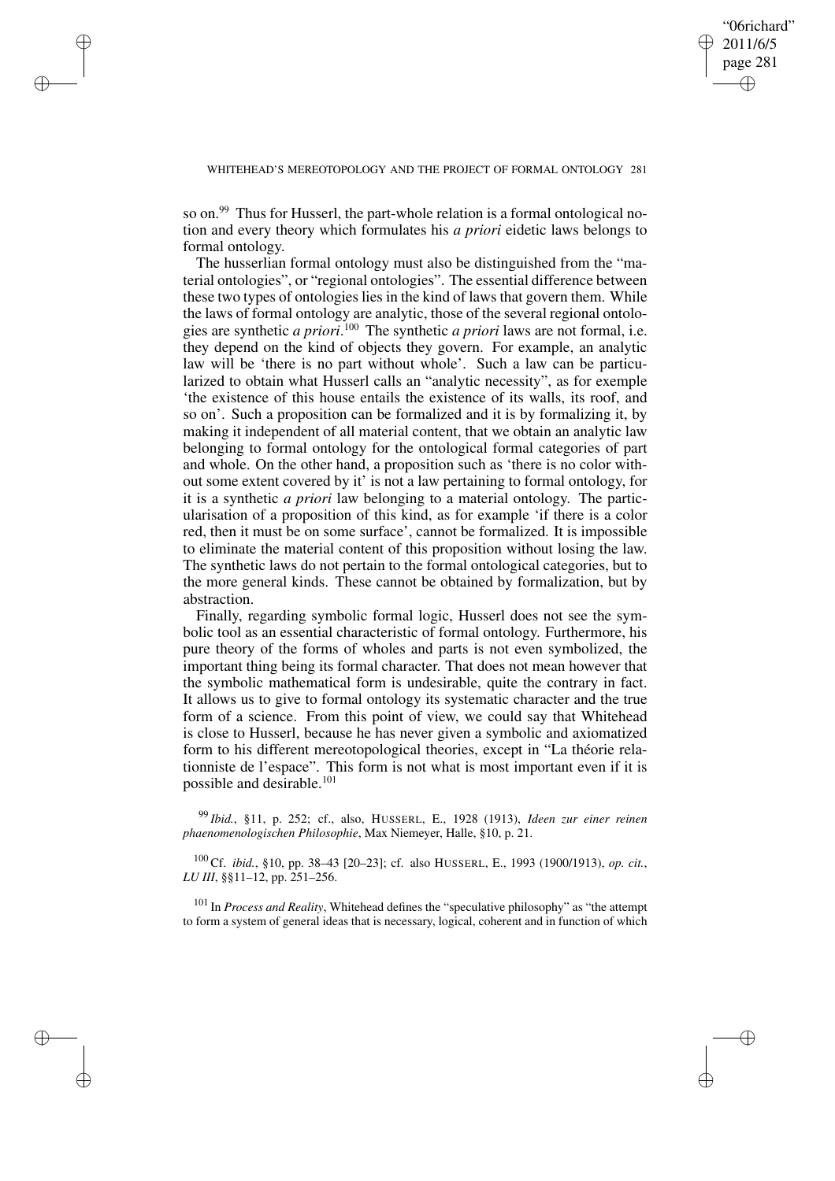so on.[99] Thus for Husserl, the part-whole relation is a formal ontological notion and every theory which formulates his *a priori* eidetic laws belongs to formal ontology.

The husserlian formal ontology must also be distinguished from the "material ontologies", or "regional ontologies". The essential difference between these two types of ontologies lies in the kind of laws that govern them. While the laws of formal ontology are analytic, those of the several regional ontologies are synthetic *a priori*.[100] The synthetic *a priori* laws are not formal, i.e. they depend on the kind of objects they govern. For example, an analytic law will be 'there is no part without whole'. Such a law can be particularized to obtain what Husserl calls an "analytic necessity", as for exemple 'the existence of this house entails the existence of its walls, its roof, and so on'. Such a proposition can be formalized and it is by formalizing it, by making it independent of all material content, that we obtain an analytic law belonging to formal ontology for the ontological formal categories of part and whole. On the other hand, a proposition such as 'there is no color without some extent covered by it' is not a law pertaining to formal ontology, for it is a synthetic *a priori* law belonging to a material ontology. The particularisation of a proposition of this kind, as for example 'if there is a color red, then it must be on some surface', cannot be formalized. It is impossible to eliminate the material content of this proposition without losing the law. The synthetic laws do not pertain to the formal ontological categories, but to the more general kinds. These cannot be obtained by formalization, but by abstraction.

Finally, regarding symbolic formal logic, Husserl does not see the symbolic tool as an essential characteristic of formal ontology. Furthermore, his pure theory of the forms of wholes and parts is not even symbolized, the important thing being its formal character. That does not mean however that the symbolic mathematical form is undesirable, quite the contrary in fact. It allows us to give to formal ontology its systematic character and the true form of a science. From this point of view, we could say that Whitehead is close to Husserl, because he has never given a symbolic and axiomatized form to his different mereotopological theories, except in "La théorie relationniste de l'espace". This form is not what is most important even if it is possible and desirable.[101]

---

[99] *Ibid.*, §11, p. 252; cf., also, HUSSERL, E., 1928 (1913), *Ideen zur einer reinen phaenomenologischen Philosophie*, Max Niemeyer, Halle, §10, p. 21.

[100] Cf. *ibid.*, §10, pp. 38–43 [20–23]; cf. also HUSSERL, E., 1993 (1900/1913), *op. cit.*, *LU III*, §§11–12, pp. 251–256.

[101] In *Process and Reality*, Whitehead defines the "speculative philosophy" as "the attempt to form a system of general ideas that is necessary, logical, coherent and in function of which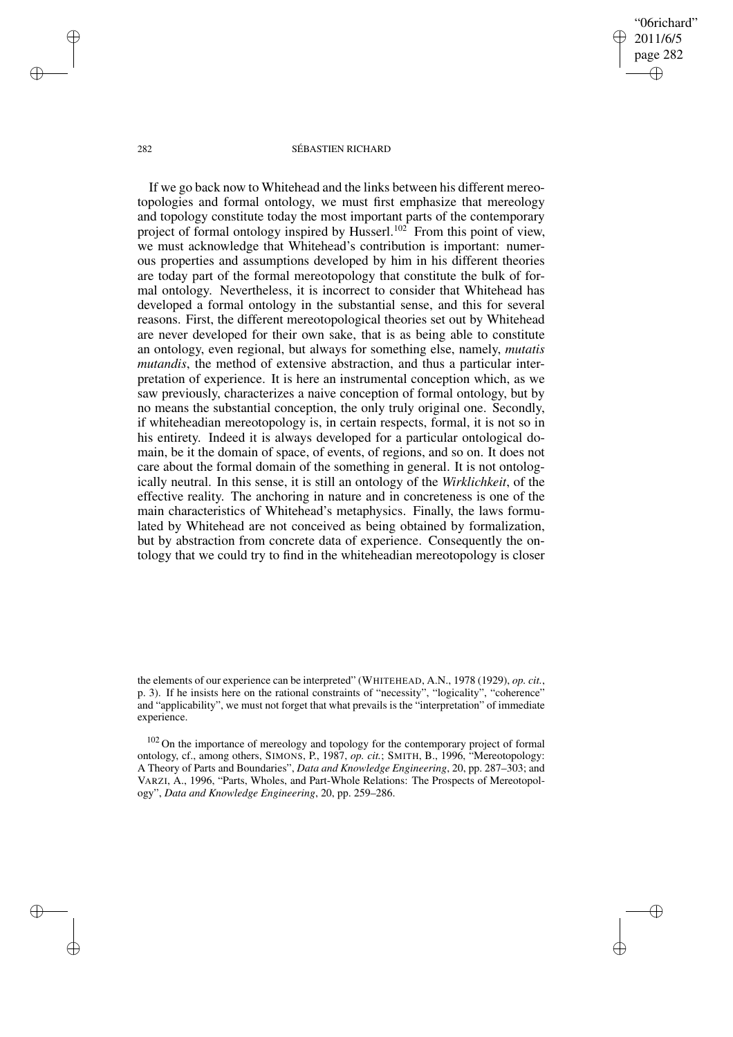If we go back now to Whitehead and the links between his different mereotopologies and formal ontology, we must first emphasize that mereology and topology constitute today the most important parts of the contemporary project of formal ontology inspired by Husserl.[102] From this point of view, we must acknowledge that Whitehead's contribution is important: numerous properties and assumptions developed by him in his different theories are today part of the formal mereotopology that constitute the bulk of formal ontology. Nevertheless, it is incorrect to consider that Whitehead has developed a formal ontology in the substantial sense, and this for several reasons. First, the different mereotopological theories set out by Whitehead are never developed for their own sake, that is as being able to constitute an ontology, even regional, but always for something else, namely, *mutatis mutandis*, the method of extensive abstraction, and thus a particular interpretation of experience. It is here an instrumental conception which, as we saw previously, characterizes a naive conception of formal ontology, but by no means the substantial conception, the only truly original one. Secondly, if whiteheadian mereotopology is, in certain respects, formal, it is not so in his entirety. Indeed it is always developed for a particular ontological domain, be it the domain of space, of events, of regions, and so on. It does not care about the formal domain of the something in general. It is not ontologically neutral. In this sense, it is still an ontology of the *Wirklichkeit*, of the effective reality. The anchoring in nature and in concreteness is one of the main characteristics of Whitehead's metaphysics. Finally, the laws formulated by Whitehead are not conceived as being obtained by formalization, but by abstraction from concrete data of experience. Consequently the ontology that we could try to find in the whiteheadian mereotopology is closer

the elements of our experience can be interpreted" (WHITEHEAD, A.N., 1978 (1929), *op. cit.*, p. 3). If he insists here on the rational constraints of "necessity", "logicality", "coherence" and "applicability", we must not forget that what prevails is the "interpretation" of immediate experience.

[102] On the importance of mereology and topology for the contemporary project of formal ontology, cf., among others, SIMONS, P., 1987, *op. cit.*; SMITH, B., 1996, "Mereotopology: A Theory of Parts and Boundaries", *Data and Knowledge Engineering*, 20, pp. 287–303; and VARZI, A., 1996, "Parts, Wholes, and Part-Whole Relations: The Prospects of Mereotopology", *Data and Knowledge Engineering*, 20, pp. 259–286.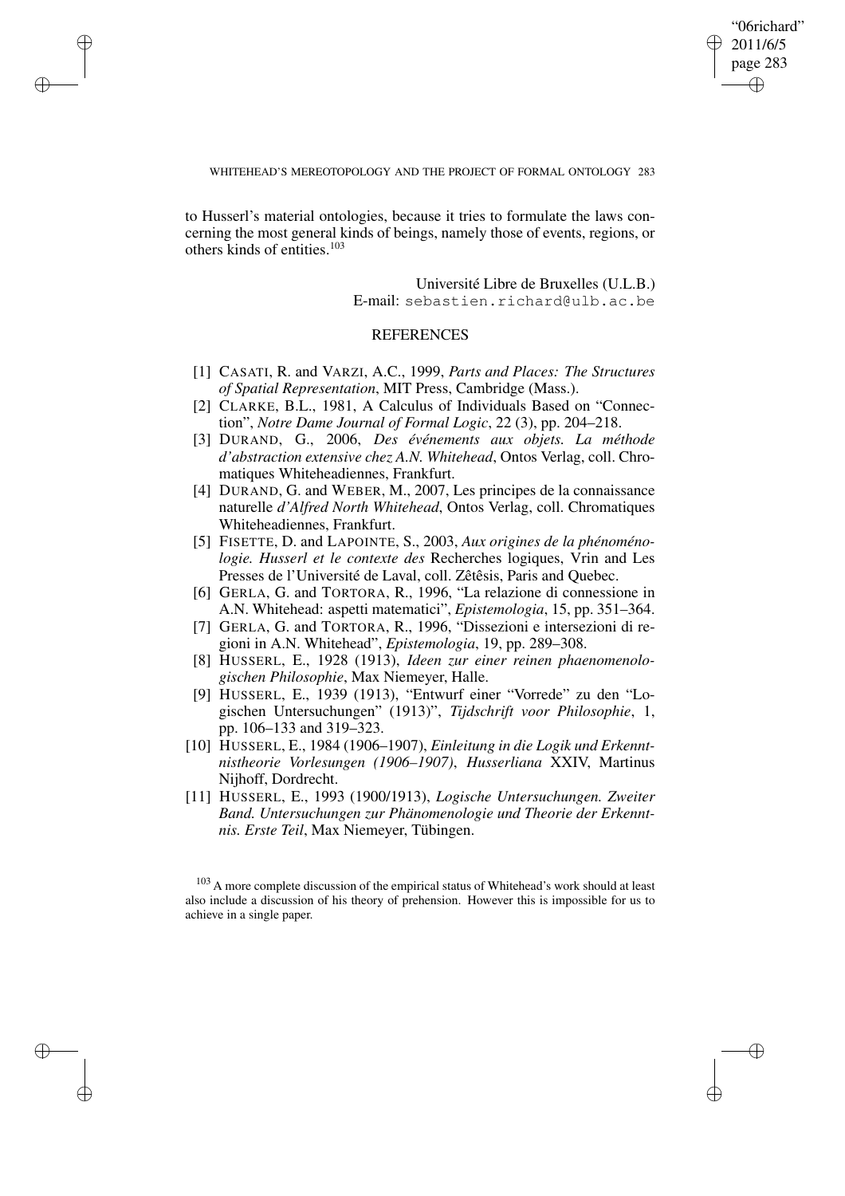to Husserl's material ontologies, because it tries to formulate the laws concerning the most general kinds of beings, namely those of events, regions, or others kinds of entities.[103]

Université Libre de Bruxelles (U.L.B.)
E-mail: sebastien.richard@ulb.ac.be

## REFERENCES

[1] CASATI, R. and VARZI, A.C., 1999, *Parts and Places: The Structures of Spatial Representation*, MIT Press, Cambridge (Mass.).

[2] CLARKE, B.L., 1981, A Calculus of Individuals Based on "Connection", *Notre Dame Journal of Formal Logic*, 22 (3), pp. 204–218.

[3] DURAND, G., 2006, *Des événements aux objets. La méthode d'abstraction extensive chez A.N. Whitehead*, Ontos Verlag, coll. Chromatiques Whiteheadiennes, Frankfurt.

[4] DURAND, G. and WEBER, M., 2007, Les principes de la connaissance naturelle *d'Alfred North Whitehead*, Ontos Verlag, coll. Chromatiques Whiteheadiennes, Frankfurt.

[5] FISETTE, D. and LAPOINTE, S., 2003, *Aux origines de la phénoménologie. Husserl et le contexte des* Recherches logiques, Vrin and Les Presses de l'Université de Laval, coll. Zêtêsis, Paris and Quebec.

[6] GERLA, G. and TORTORA, R., 1996, "La relazione di connessione in A.N. Whitehead: aspetti matematici", *Epistemologia*, 15, pp. 351–364.

[7] GERLA, G. and TORTORA, R., 1996, "Dissezioni e intersezioni di regioni in A.N. Whitehead", *Epistemologia*, 19, pp. 289–308.

[8] HUSSERL, E., 1928 (1913), *Ideen zur einer reinen phaenomenologischen Philosophie*, Max Niemeyer, Halle.

[9] HUSSERL, E., 1939 (1913), "Entwurf einer "Vorrede" zu den "Logischen Untersuchungen" (1913)", *Tijdschrift voor Philosophie*, 1, pp. 106–133 and 319–323.

[10] HUSSERL, E., 1984 (1906–1907), *Einleitung in die Logik und Erkenntnistheorie Vorlesungen (1906–1907)*, *Husserliana* XXIV, Martinus Nijhoff, Dordrecht.

[11] HUSSERL, E., 1993 (1900/1913), *Logische Untersuchungen. Zweiter Band. Untersuchungen zur Phänomenologie und Theorie der Erkenntnis. Erste Teil*, Max Niemeyer, Tübingen.

[103] A more complete discussion of the empirical status of Whitehead's work should at least also include a discussion of his theory of prehension. However this is impossible for us to achieve in a single paper.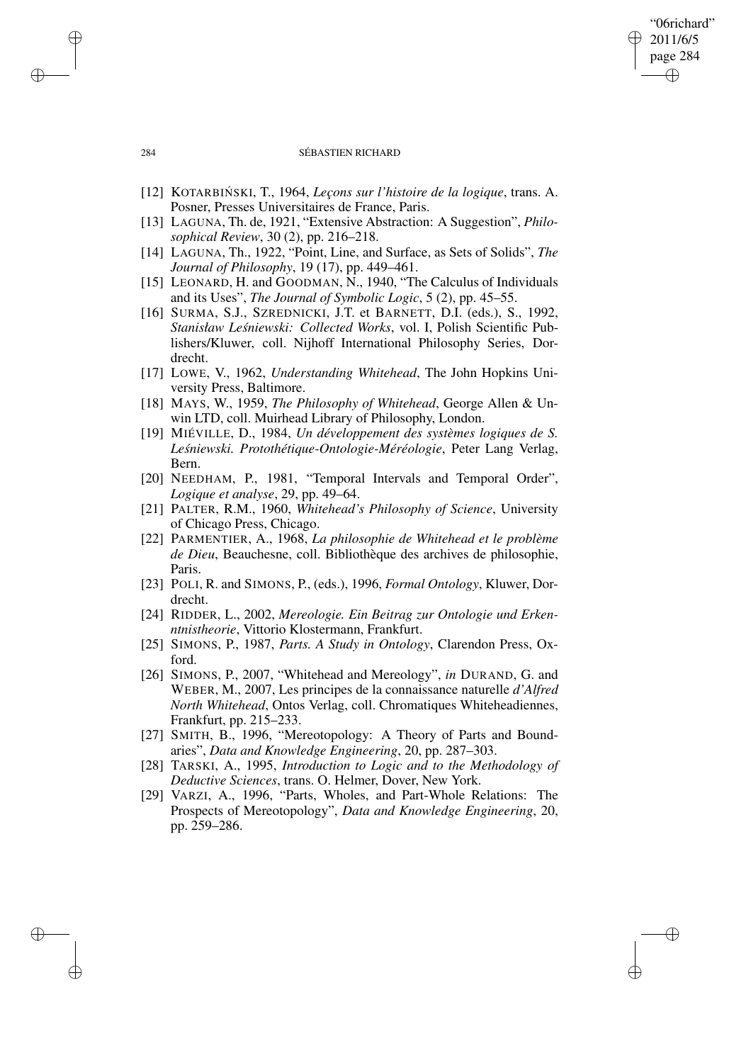- [12] KOTARBIŃSKI, T., 1964, *Leçons sur l'histoire de la logique*, trans. A. Posner, Presses Universitaires de France, Paris.
- [13] LAGUNA, Th. de, 1921, "Extensive Abstraction: A Suggestion", *Philosophical Review*, 30 (2), pp. 216–218.
- [14] LAGUNA, Th., 1922, "Point, Line, and Surface, as Sets of Solids", *The Journal of Philosophy*, 19 (17), pp. 449–461.
- [15] LEONARD, H. and GOODMAN, N., 1940, "The Calculus of Individuals and its Uses", *The Journal of Symbolic Logic*, 5 (2), pp. 45–55.
- [16] SURMA, S.J., SZREDNICKI, J.T. et BARNETT, D.I. (eds.), S., 1992, *Stanisław Leśniewski: Collected Works*, vol. I, Polish Scientific Publishers/Kluwer, coll. Nijhoff International Philosophy Series, Dordrecht.
- [17] LOWE, V., 1962, *Understanding Whitehead*, The John Hopkins University Press, Baltimore.
- [18] MAYS, W., 1959, *The Philosophy of Whitehead*, George Allen & Unwin LTD, coll. Muirhead Library of Philosophy, London.
- [19] MIÉVILLE, D., 1984, *Un développement des systèmes logiques de S. Leśniewski. Protothétique-Ontologie-Méréologie*, Peter Lang Verlag, Bern.
- [20] NEEDHAM, P., 1981, "Temporal Intervals and Temporal Order", *Logique et analyse*, 29, pp. 49–64.
- [21] PALTER, R.M., 1960, *Whitehead's Philosophy of Science*, University of Chicago Press, Chicago.
- [22] PARMENTIER, A., 1968, *La philosophie de Whitehead et le problème de Dieu*, Beauchesne, coll. Bibliothèque des archives de philosophie, Paris.
- [23] POLI, R. and SIMONS, P., (eds.), 1996, *Formal Ontology*, Kluwer, Dordrecht.
- [24] RIDDER, L., 2002, *Mereologie. Ein Beitrag zur Ontologie und Erkenntnistheorie*, Vittorio Klostermann, Frankfurt.
- [25] SIMONS, P., 1987, *Parts. A Study in Ontology*, Clarendon Press, Oxford.
- [26] SIMONS, P., 2007, "Whitehead and Mereology", *in* DURAND, G. and WEBER, M., 2007, Les principes de la connaissance naturelle *d'Alfred North Whitehead*, Ontos Verlag, coll. Chromatiques Whiteheadiennes, Frankfurt, pp. 215–233.
- [27] SMITH, B., 1996, "Mereotopology: A Theory of Parts and Boundaries", *Data and Knowledge Engineering*, 20, pp. 287–303.
- [28] TARSKI, A., 1995, *Introduction to Logic and to the Methodology of Deductive Sciences*, trans. O. Helmer, Dover, New York.
- [29] VARZI, A., 1996, "Parts, Wholes, and Part-Whole Relations: The Prospects of Mereotopology", *Data and Knowledge Engineering*, 20, pp. 259–286.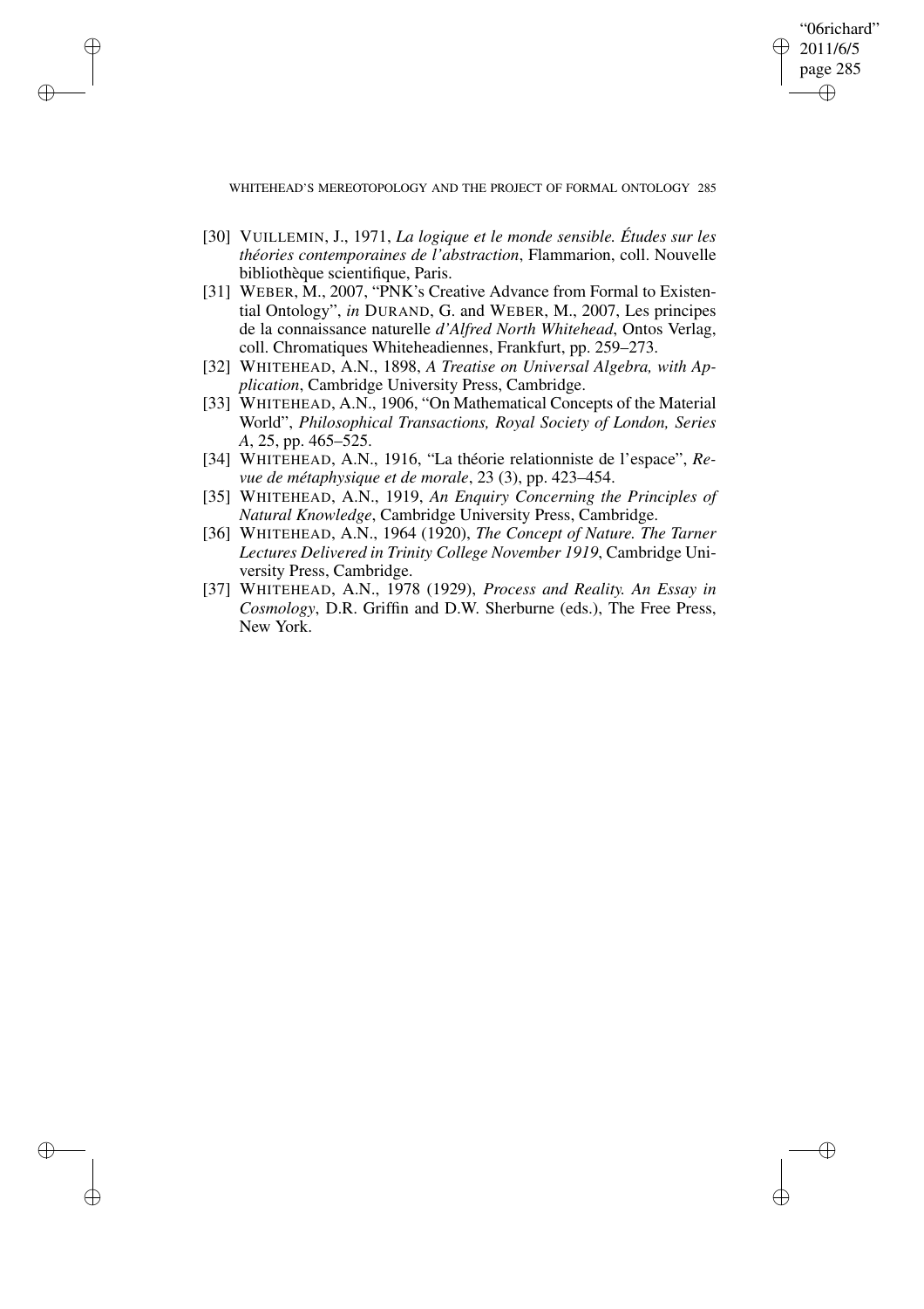[30] VUILLEMIN, J., 1971, *La logique et le monde sensible. Études sur les théories contemporaines de l'abstraction*, Flammarion, coll. Nouvelle bibliothèque scientifique, Paris.

[31] WEBER, M., 2007, "PNK's Creative Advance from Formal to Existential Ontology", *in* DURAND, G. and WEBER, M., 2007, Les principes de la connaissance naturelle *d'Alfred North Whitehead*, Ontos Verlag, coll. Chromatiques Whiteheadiennes, Frankfurt, pp. 259–273.

[32] WHITEHEAD, A.N., 1898, *A Treatise on Universal Algebra, with Application*, Cambridge University Press, Cambridge.

[33] WHITEHEAD, A.N., 1906, "On Mathematical Concepts of the Material World", *Philosophical Transactions, Royal Society of London, Series A*, 25, pp. 465–525.

[34] WHITEHEAD, A.N., 1916, "La théorie relationniste de l'espace", *Revue de métaphysique et de morale*, 23 (3), pp. 423–454.

[35] WHITEHEAD, A.N., 1919, *An Enquiry Concerning the Principles of Natural Knowledge*, Cambridge University Press, Cambridge.

[36] WHITEHEAD, A.N., 1964 (1920), *The Concept of Nature. The Tarner Lectures Delivered in Trinity College November 1919*, Cambridge University Press, Cambridge.

[37] WHITEHEAD, A.N., 1978 (1929), *Process and Reality. An Essay in Cosmology*, D.R. Griffin and D.W. Sherburne (eds.), The Free Press, New York.